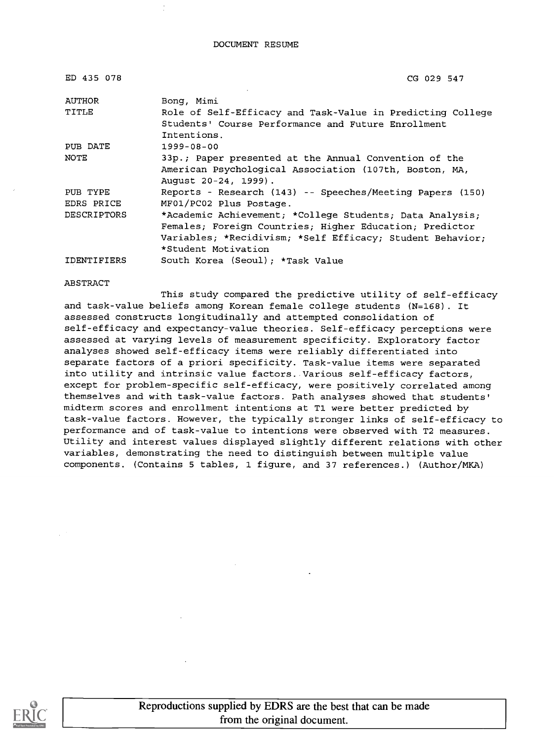DOCUMENT RESUME

| | |
|---|---|
| ED 435 078 | CG 029 547 |
| AUTHOR | Bong, Mimi |
| TITLE | Role of Self-Efficacy and Task-Value in Predicting College Students' Course Performance and Future Enrollment Intentions. |
| PUB DATE | 1999-08-00 |
| NOTE | 33p.; Paper presented at the Annual Convention of the American Psychological Association (107th, Boston, MA, August 20-24, 1999). |
| PUB TYPE | Reports - Research (143) -- Speeches/Meeting Papers (150) |
| EDRS PRICE | MF01/PC02 Plus Postage. |
| DESCRIPTORS | *Academic Achievement; *College Students; Data Analysis; Females; Foreign Countries; Higher Education; Predictor Variables; *Recidivism; *Self Efficacy; Student Behavior; *Student Motivation |
| IDENTIFIERS | South Korea (Seoul); *Task Value |

ABSTRACT

This study compared the predictive utility of self-efficacy and task-value beliefs among Korean female college students (N=168). It assessed constructs longitudinally and attempted consolidation of self-efficacy and expectancy-value theories. Self-efficacy perceptions were assessed at varying levels of measurement specificity. Exploratory factor analyses showed self-efficacy items were reliably differentiated into separate factors of a priori specificity. Task-value items were separated into utility and intrinsic value factors. Various self-efficacy factors, except for problem-specific self-efficacy, were positively correlated among themselves and with task-value factors. Path analyses showed that students' midterm scores and enrollment intentions at T1 were better predicted by task-value factors. However, the typically stronger links of self-efficacy to performance and of task-value to intentions were observed with T2 measures. Utility and interest values displayed slightly different relations with other variables, demonstrating the need to distinguish between multiple value components. (Contains 5 tables, 1 figure, and 37 references.) (Author/MKA)

Reproductions supplied by EDRS are the best that can be made from the original document.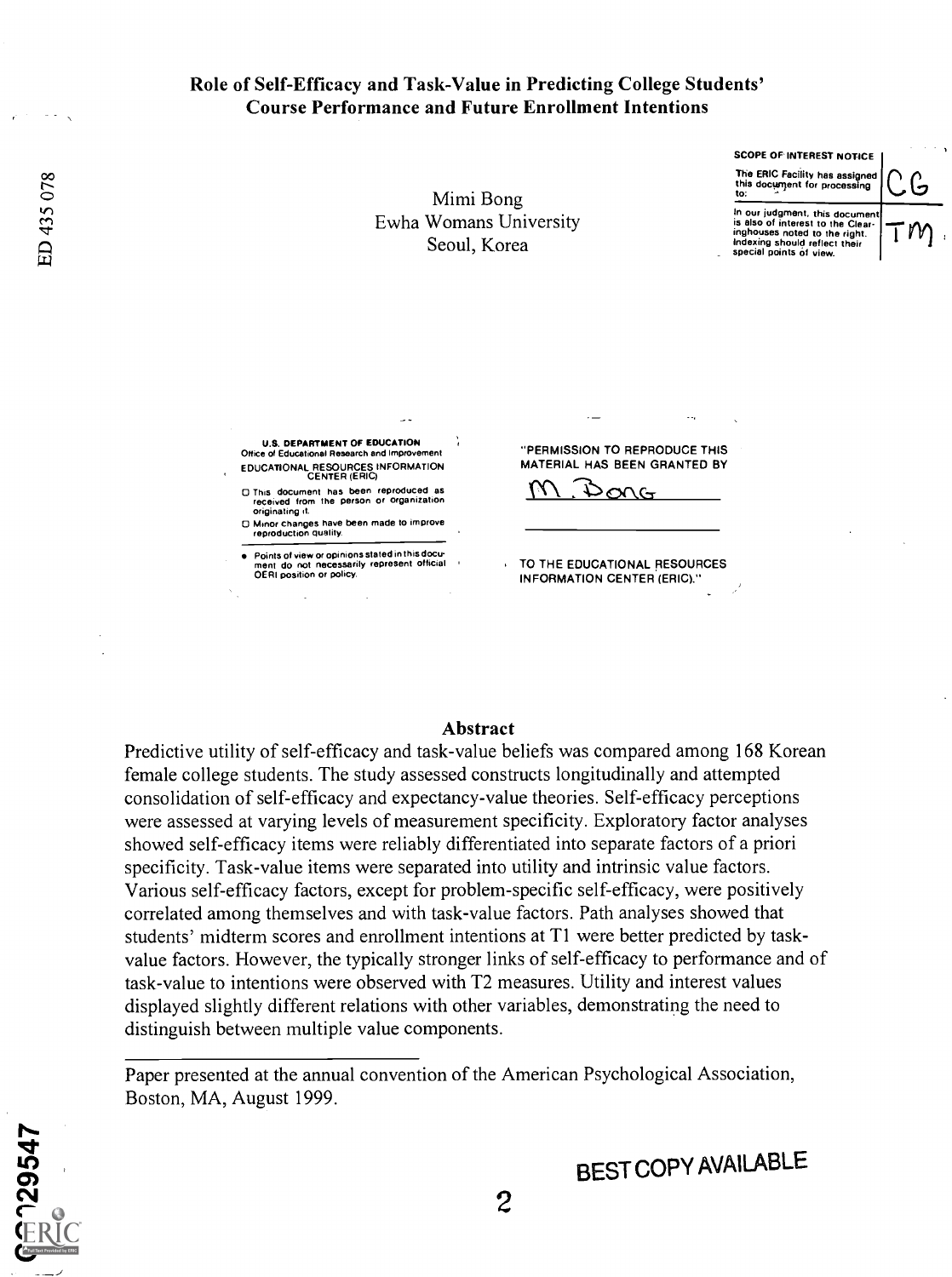# Role of Self-Efficacy and Task-Value in Predicting College Students' Course Performance and Future Enrollment Intentions

Mimi Bong
Ewha Womans University
Seoul, Korea

SCOPE OF INTEREST NOTICE

The ERIC Facility has assigned this document for processing to: CG

In our judgment, this document is also of interest to the Clearinghouses noted to the right. Indexing should reflect their special points of view. TM

U.S. DEPARTMENT OF EDUCATION
Office of Educational Research and Improvement
EDUCATIONAL RESOURCES INFORMATION CENTER (ERIC)

- This document has been reproduced as received from the person or organization originating it.
- Minor changes have been made to improve reproduction quality.
- Points of view or opinions stated in this document do not necessarily represent official OERI position or policy.

"PERMISSION TO REPRODUCE THIS MATERIAL HAS BEEN GRANTED BY

M. Bong

TO THE EDUCATIONAL RESOURCES INFORMATION CENTER (ERIC)."

## Abstract

Predictive utility of self-efficacy and task-value beliefs was compared among 168 Korean female college students. The study assessed constructs longitudinally and attempted consolidation of self-efficacy and expectancy-value theories. Self-efficacy perceptions were assessed at varying levels of measurement specificity. Exploratory factor analyses showed self-efficacy items were reliably differentiated into separate factors of a priori specificity. Task-value items were separated into utility and intrinsic value factors. Various self-efficacy factors, except for problem-specific self-efficacy, were positively correlated among themselves and with task-value factors. Path analyses showed that students' midterm scores and enrollment intentions at T1 were better predicted by task-value factors. However, the typically stronger links of self-efficacy to performance and of task-value to intentions were observed with T2 measures. Utility and interest values displayed slightly different relations with other variables, demonstrating the need to distinguish between multiple value components.

---

Paper presented at the annual convention of the American Psychological Association, Boston, MA, August 1999.

BEST COPY AVAILABLE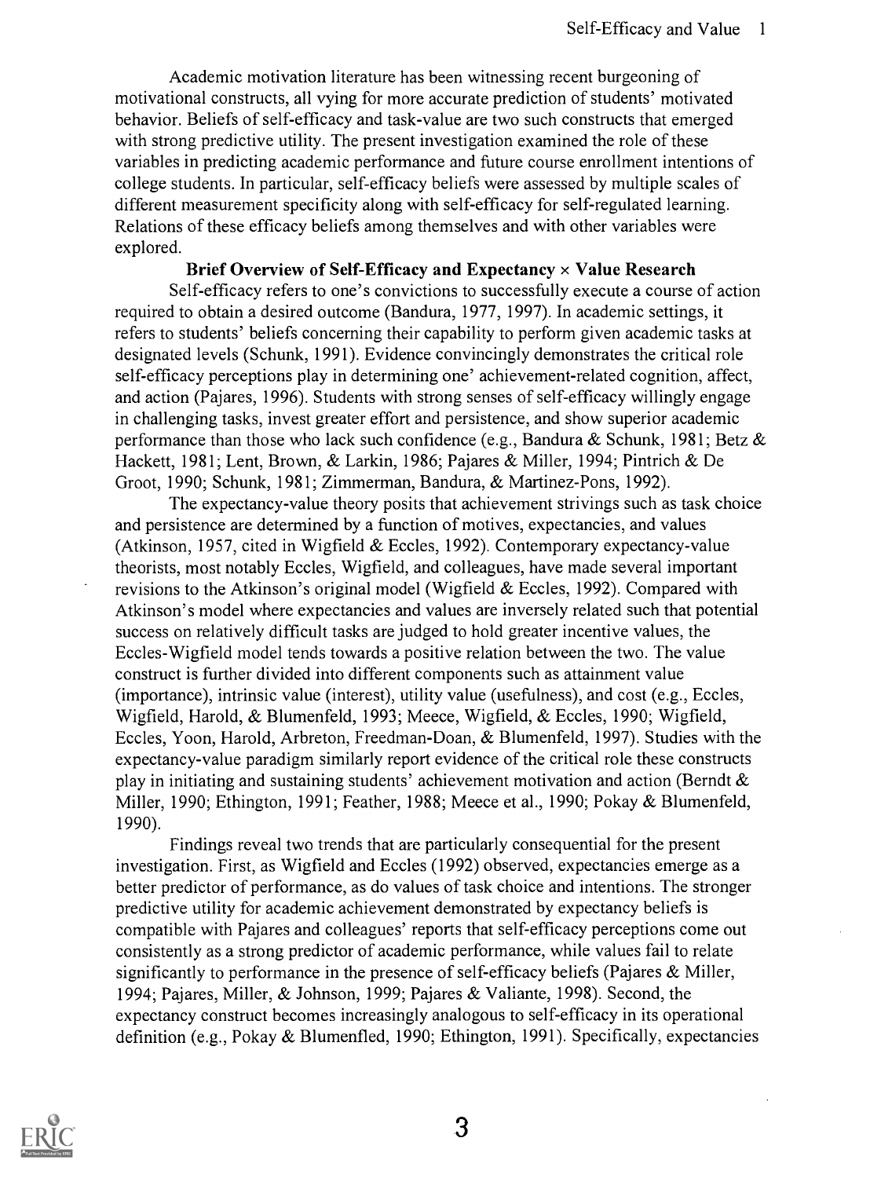Academic motivation literature has been witnessing recent burgeoning of motivational constructs, all vying for more accurate prediction of students' motivated behavior. Beliefs of self-efficacy and task-value are two such constructs that emerged with strong predictive utility. The present investigation examined the role of these variables in predicting academic performance and future course enrollment intentions of college students. In particular, self-efficacy beliefs were assessed by multiple scales of different measurement specificity along with self-efficacy for self-regulated learning. Relations of these efficacy beliefs among themselves and with other variables were explored.

**Brief Overview of Self-Efficacy and Expectancy × Value Research**

Self-efficacy refers to one's convictions to successfully execute a course of action required to obtain a desired outcome (Bandura, 1977, 1997). In academic settings, it refers to students' beliefs concerning their capability to perform given academic tasks at designated levels (Schunk, 1991). Evidence convincingly demonstrates the critical role self-efficacy perceptions play in determining one' achievement-related cognition, affect, and action (Pajares, 1996). Students with strong senses of self-efficacy willingly engage in challenging tasks, invest greater effort and persistence, and show superior academic performance than those who lack such confidence (e.g., Bandura & Schunk, 1981; Betz & Hackett, 1981; Lent, Brown, & Larkin, 1986; Pajares & Miller, 1994; Pintrich & De Groot, 1990; Schunk, 1981; Zimmerman, Bandura, & Martinez-Pons, 1992).

The expectancy-value theory posits that achievement strivings such as task choice and persistence are determined by a function of motives, expectancies, and values (Atkinson, 1957, cited in Wigfield & Eccles, 1992). Contemporary expectancy-value theorists, most notably Eccles, Wigfield, and colleagues, have made several important revisions to the Atkinson's original model (Wigfield & Eccles, 1992). Compared with Atkinson's model where expectancies and values are inversely related such that potential success on relatively difficult tasks are judged to hold greater incentive values, the Eccles-Wigfield model tends towards a positive relation between the two. The value construct is further divided into different components such as attainment value (importance), intrinsic value (interest), utility value (usefulness), and cost (e.g., Eccles, Wigfield, Harold, & Blumenfeld, 1993; Meece, Wigfield, & Eccles, 1990; Wigfield, Eccles, Yoon, Harold, Arbreton, Freedman-Doan, & Blumenfeld, 1997). Studies with the expectancy-value paradigm similarly report evidence of the critical role these constructs play in initiating and sustaining students' achievement motivation and action (Berndt & Miller, 1990; Ethington, 1991; Feather, 1988; Meece et al., 1990; Pokay & Blumenfeld, 1990).

Findings reveal two trends that are particularly consequential for the present investigation. First, as Wigfield and Eccles (1992) observed, expectancies emerge as a better predictor of performance, as do values of task choice and intentions. The stronger predictive utility for academic achievement demonstrated by expectancy beliefs is compatible with Pajares and colleagues' reports that self-efficacy perceptions come out consistently as a strong predictor of academic performance, while values fail to relate significantly to performance in the presence of self-efficacy beliefs (Pajares & Miller, 1994; Pajares, Miller, & Johnson, 1999; Pajares & Valiante, 1998). Second, the expectancy construct becomes increasingly analogous to self-efficacy in its operational definition (e.g., Pokay & Blumenfled, 1990; Ethington, 1991). Specifically, expectancies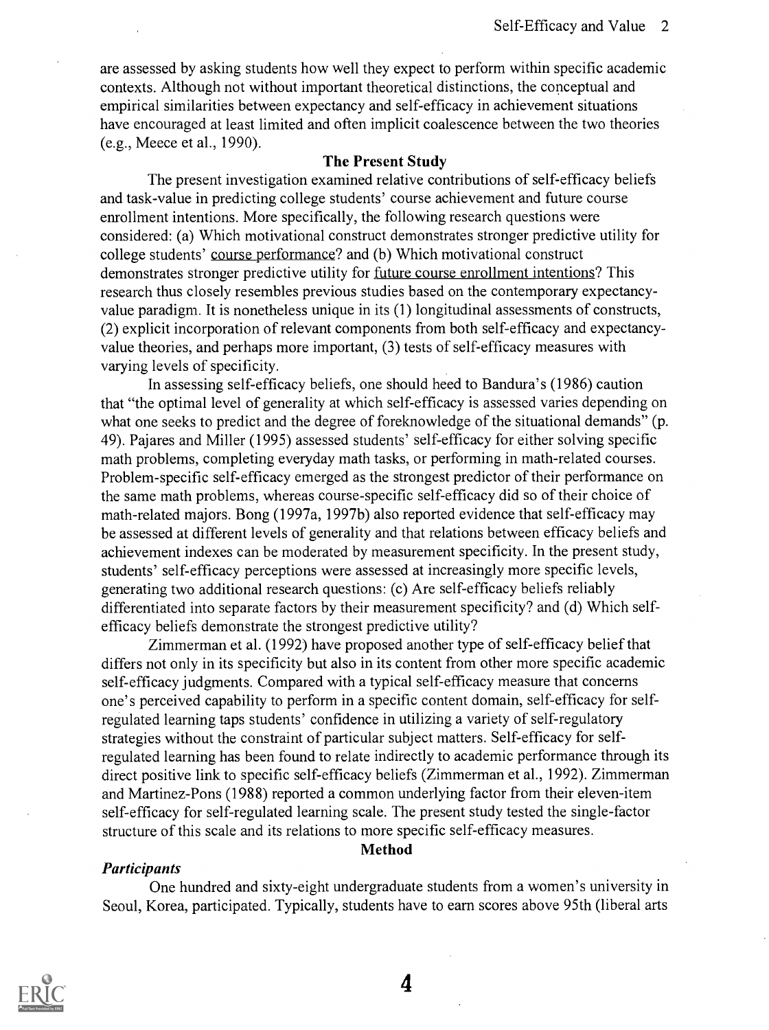are assessed by asking students how well they expect to perform within specific academic contexts. Although not without important theoretical distinctions, the conceptual and empirical similarities between expectancy and self-efficacy in achievement situations have encouraged at least limited and often implicit coalescence between the two theories (e.g., Meece et al., 1990).

## The Present Study

The present investigation examined relative contributions of self-efficacy beliefs and task-value in predicting college students' course achievement and future course enrollment intentions. More specifically, the following research questions were considered: (a) Which motivational construct demonstrates stronger predictive utility for college students' course performance? and (b) Which motivational construct demonstrates stronger predictive utility for future course enrollment intentions? This research thus closely resembles previous studies based on the contemporary expectancy-value paradigm. It is nonetheless unique in its (1) longitudinal assessments of constructs, (2) explicit incorporation of relevant components from both self-efficacy and expectancy-value theories, and perhaps more important, (3) tests of self-efficacy measures with varying levels of specificity.

In assessing self-efficacy beliefs, one should heed to Bandura's (1986) caution that "the optimal level of generality at which self-efficacy is assessed varies depending on what one seeks to predict and the degree of foreknowledge of the situational demands" (p. 49). Pajares and Miller (1995) assessed students' self-efficacy for either solving specific math problems, completing everyday math tasks, or performing in math-related courses. Problem-specific self-efficacy emerged as the strongest predictor of their performance on the same math problems, whereas course-specific self-efficacy did so of their choice of math-related majors. Bong (1997a, 1997b) also reported evidence that self-efficacy may be assessed at different levels of generality and that relations between efficacy beliefs and achievement indexes can be moderated by measurement specificity. In the present study, students' self-efficacy perceptions were assessed at increasingly more specific levels, generating two additional research questions: (c) Are self-efficacy beliefs reliably differentiated into separate factors by their measurement specificity? and (d) Which self-efficacy beliefs demonstrate the strongest predictive utility?

Zimmerman et al. (1992) have proposed another type of self-efficacy belief that differs not only in its specificity but also in its content from other more specific academic self-efficacy judgments. Compared with a typical self-efficacy measure that concerns one's perceived capability to perform in a specific content domain, self-efficacy for self-regulated learning taps students' confidence in utilizing a variety of self-regulatory strategies without the constraint of particular subject matters. Self-efficacy for self-regulated learning has been found to relate indirectly to academic performance through its direct positive link to specific self-efficacy beliefs (Zimmerman et al., 1992). Zimmerman and Martinez-Pons (1988) reported a common underlying factor from their eleven-item self-efficacy for self-regulated learning scale. The present study tested the single-factor structure of this scale and its relations to more specific self-efficacy measures.

## Method

### *Participants*

One hundred and sixty-eight undergraduate students from a women's university in Seoul, Korea, participated. Typically, students have to earn scores above 95th (liberal arts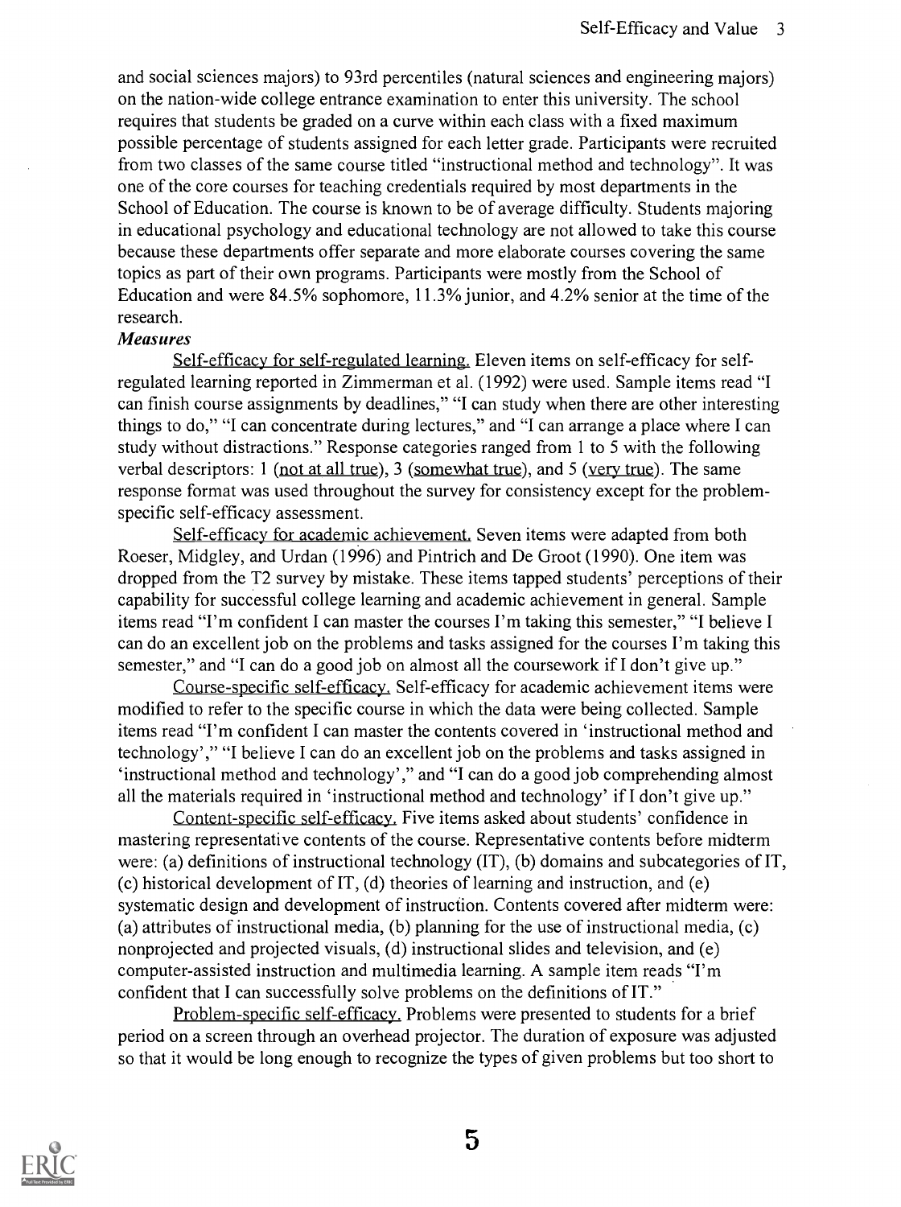and social sciences majors) to 93rd percentiles (natural sciences and engineering majors) on the nation-wide college entrance examination to enter this university. The school requires that students be graded on a curve within each class with a fixed maximum possible percentage of students assigned for each letter grade. Participants were recruited from two classes of the same course titled "instructional method and technology". It was one of the core courses for teaching credentials required by most departments in the School of Education. The course is known to be of average difficulty. Students majoring in educational psychology and educational technology are not allowed to take this course because these departments offer separate and more elaborate courses covering the same topics as part of their own programs. Participants were mostly from the School of Education and were 84.5% sophomore, 11.3% junior, and 4.2% senior at the time of the research.

### *Measures*

Self-efficacy for self-regulated learning. Eleven items on self-efficacy for self-regulated learning reported in Zimmerman et al. (1992) were used. Sample items read "I can finish course assignments by deadlines," "I can study when there are other interesting things to do," "I can concentrate during lectures," and "I can arrange a place where I can study without distractions." Response categories ranged from 1 to 5 with the following verbal descriptors: 1 (not at all true), 3 (somewhat true), and 5 (very true). The same response format was used throughout the survey for consistency except for the problem-specific self-efficacy assessment.

Self-efficacy for academic achievement. Seven items were adapted from both Roeser, Midgley, and Urdan (1996) and Pintrich and De Groot (1990). One item was dropped from the T2 survey by mistake. These items tapped students' perceptions of their capability for successful college learning and academic achievement in general. Sample items read "I'm confident I can master the courses I'm taking this semester," "I believe I can do an excellent job on the problems and tasks assigned for the courses I'm taking this semester," and "I can do a good job on almost all the coursework if I don't give up."

Course-specific self-efficacy. Self-efficacy for academic achievement items were modified to refer to the specific course in which the data were being collected. Sample items read "I'm confident I can master the contents covered in 'instructional method and technology'," "I believe I can do an excellent job on the problems and tasks assigned in 'instructional method and technology'," and "I can do a good job comprehending almost all the materials required in 'instructional method and technology' if I don't give up."

Content-specific self-efficacy. Five items asked about students' confidence in mastering representative contents of the course. Representative contents before midterm were: (a) definitions of instructional technology (IT), (b) domains and subcategories of IT, (c) historical development of IT, (d) theories of learning and instruction, and (e) systematic design and development of instruction. Contents covered after midterm were: (a) attributes of instructional media, (b) planning for the use of instructional media, (c) nonprojected and projected visuals, (d) instructional slides and television, and (e) computer-assisted instruction and multimedia learning. A sample item reads "I'm confident that I can successfully solve problems on the definitions of IT."

Problem-specific self-efficacy. Problems were presented to students for a brief period on a screen through an overhead projector. The duration of exposure was adjusted so that it would be long enough to recognize the types of given problems but too short to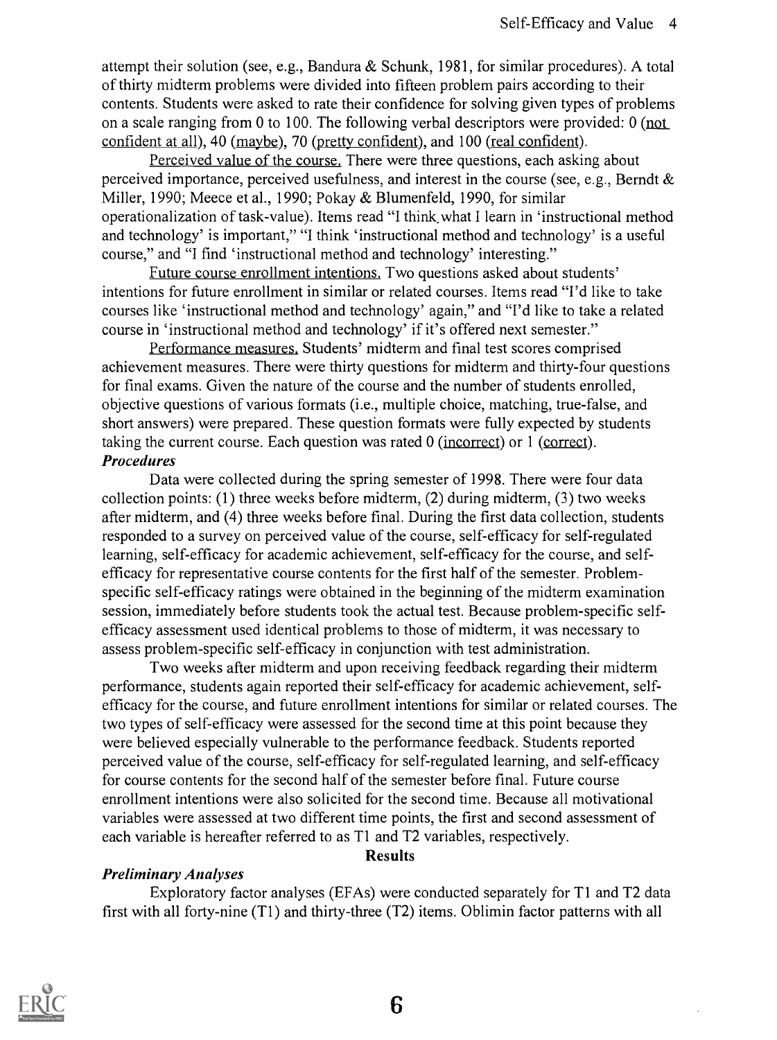attempt their solution (see, e.g., Bandura & Schunk, 1981, for similar procedures). A total of thirty midterm problems were divided into fifteen problem pairs according to their contents. Students were asked to rate their confidence for solving given types of problems on a scale ranging from 0 to 100. The following verbal descriptors were provided: 0 (not confident at all), 40 (maybe), 70 (pretty confident), and 100 (real confident).

Perceived value of the course. There were three questions, each asking about perceived importance, perceived usefulness, and interest in the course (see, e.g., Berndt & Miller, 1990; Meece et al., 1990; Pokay & Blumenfeld, 1990, for similar operationalization of task-value). Items read "I think what I learn in 'instructional method and technology' is important," "I think 'instructional method and technology' is a useful course," and "I find 'instructional method and technology' interesting."

Future course enrollment intentions. Two questions asked about students' intentions for future enrollment in similar or related courses. Items read "I'd like to take courses like 'instructional method and technology' again," and "I'd like to take a related course in 'instructional method and technology' if it's offered next semester."

Performance measures. Students' midterm and final test scores comprised achievement measures. There were thirty questions for midterm and thirty-four questions for final exams. Given the nature of the course and the number of students enrolled, objective questions of various formats (i.e., multiple choice, matching, true-false, and short answers) were prepared. These question formats were fully expected by students taking the current course. Each question was rated 0 (incorrect) or 1 (correct).

### *Procedures*

Data were collected during the spring semester of 1998. There were four data collection points: (1) three weeks before midterm, (2) during midterm, (3) two weeks after midterm, and (4) three weeks before final. During the first data collection, students responded to a survey on perceived value of the course, self-efficacy for self-regulated learning, self-efficacy for academic achievement, self-efficacy for the course, and self-efficacy for representative course contents for the first half of the semester. Problem-specific self-efficacy ratings were obtained in the beginning of the midterm examination session, immediately before students took the actual test. Because problem-specific self-efficacy assessment used identical problems to those of midterm, it was necessary to assess problem-specific self-efficacy in conjunction with test administration.

Two weeks after midterm and upon receiving feedback regarding their midterm performance, students again reported their self-efficacy for academic achievement, self-efficacy for the course, and future enrollment intentions for similar or related courses. The two types of self-efficacy were assessed for the second time at this point because they were believed especially vulnerable to the performance feedback. Students reported perceived value of the course, self-efficacy for self-regulated learning, and self-efficacy for course contents for the second half of the semester before final. Future course enrollment intentions were also solicited for the second time. Because all motivational variables were assessed at two different time points, the first and second assessment of each variable is hereafter referred to as T1 and T2 variables, respectively.

## Results

### *Preliminary Analyses*

Exploratory factor analyses (EFAs) were conducted separately for T1 and T2 data first with all forty-nine (T1) and thirty-three (T2) items. Oblimin factor patterns with all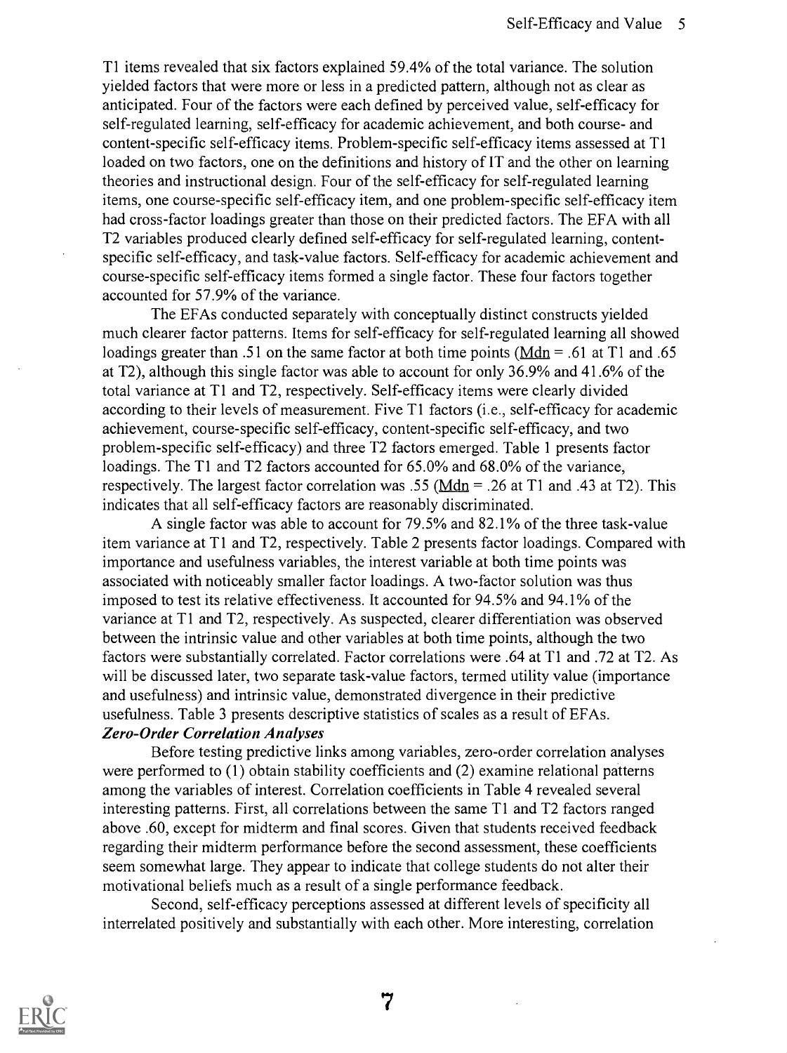T1 items revealed that six factors explained 59.4% of the total variance. The solution yielded factors that were more or less in a predicted pattern, although not as clear as anticipated. Four of the factors were each defined by perceived value, self-efficacy for self-regulated learning, self-efficacy for academic achievement, and both course- and content-specific self-efficacy items. Problem-specific self-efficacy items assessed at T1 loaded on two factors, one on the definitions and history of IT and the other on learning theories and instructional design. Four of the self-efficacy for self-regulated learning items, one course-specific self-efficacy item, and one problem-specific self-efficacy item had cross-factor loadings greater than those on their predicted factors. The EFA with all T2 variables produced clearly defined self-efficacy for self-regulated learning, content-specific self-efficacy, and task-value factors. Self-efficacy for academic achievement and course-specific self-efficacy items formed a single factor. These four factors together accounted for 57.9% of the variance.

The EFAs conducted separately with conceptually distinct constructs yielded much clearer factor patterns. Items for self-efficacy for self-regulated learning all showed loadings greater than .51 on the same factor at both time points (Mdn = .61 at T1 and .65 at T2), although this single factor was able to account for only 36.9% and 41.6% of the total variance at T1 and T2, respectively. Self-efficacy items were clearly divided according to their levels of measurement. Five T1 factors (i.e., self-efficacy for academic achievement, course-specific self-efficacy, content-specific self-efficacy, and two problem-specific self-efficacy) and three T2 factors emerged. Table 1 presents factor loadings. The T1 and T2 factors accounted for 65.0% and 68.0% of the variance, respectively. The largest factor correlation was .55 (Mdn = .26 at T1 and .43 at T2). This indicates that all self-efficacy factors are reasonably discriminated.

A single factor was able to account for 79.5% and 82.1% of the three task-value item variance at T1 and T2, respectively. Table 2 presents factor loadings. Compared with importance and usefulness variables, the interest variable at both time points was associated with noticeably smaller factor loadings. A two-factor solution was thus imposed to test its relative effectiveness. It accounted for 94.5% and 94.1% of the variance at T1 and T2, respectively. As suspected, clearer differentiation was observed between the intrinsic value and other variables at both time points, although the two factors were substantially correlated. Factor correlations were .64 at T1 and .72 at T2. As will be discussed later, two separate task-value factors, termed utility value (importance and usefulness) and intrinsic value, demonstrated divergence in their predictive usefulness. Table 3 presents descriptive statistics of scales as a result of EFAs.

***Zero-Order Correlation Analyses***

Before testing predictive links among variables, zero-order correlation analyses were performed to (1) obtain stability coefficients and (2) examine relational patterns among the variables of interest. Correlation coefficients in Table 4 revealed several interesting patterns. First, all correlations between the same T1 and T2 factors ranged above .60, except for midterm and final scores. Given that students received feedback regarding their midterm performance before the second assessment, these coefficients seem somewhat large. They appear to indicate that college students do not alter their motivational beliefs much as a result of a single performance feedback.

Second, self-efficacy perceptions assessed at different levels of specificity all interrelated positively and substantially with each other. More interesting, correlation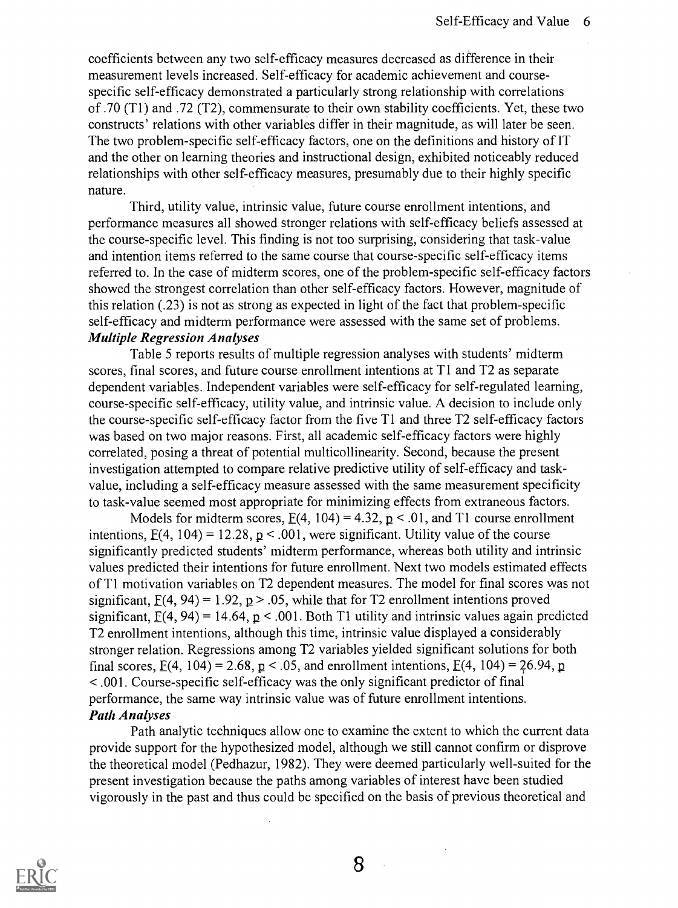coefficients between any two self-efficacy measures decreased as difference in their measurement levels increased. Self-efficacy for academic achievement and course-specific self-efficacy demonstrated a particularly strong relationship with correlations of .70 (T1) and .72 (T2), commensurate to their own stability coefficients. Yet, these two constructs' relations with other variables differ in their magnitude, as will later be seen. The two problem-specific self-efficacy factors, one on the definitions and history of IT and the other on learning theories and instructional design, exhibited noticeably reduced relationships with other self-efficacy measures, presumably due to their highly specific nature.

Third, utility value, intrinsic value, future course enrollment intentions, and performance measures all showed stronger relations with self-efficacy beliefs assessed at the course-specific level. This finding is not too surprising, considering that task-value and intention items referred to the same course that course-specific self-efficacy items referred to. In the case of midterm scores, one of the problem-specific self-efficacy factors showed the strongest correlation than other self-efficacy factors. However, magnitude of this relation (.23) is not as strong as expected in light of the fact that problem-specific self-efficacy and midterm performance were assessed with the same set of problems.

### *Multiple Regression Analyses*

Table 5 reports results of multiple regression analyses with students' midterm scores, final scores, and future course enrollment intentions at T1 and T2 as separate dependent variables. Independent variables were self-efficacy for self-regulated learning, course-specific self-efficacy, utility value, and intrinsic value. A decision to include only the course-specific self-efficacy factor from the five T1 and three T2 self-efficacy factors was based on two major reasons. First, all academic self-efficacy factors were highly correlated, posing a threat of potential multicollinearity. Second, because the present investigation attempted to compare relative predictive utility of self-efficacy and task-value, including a self-efficacy measure assessed with the same measurement specificity to task-value seemed most appropriate for minimizing effects from extraneous factors.

Models for midterm scores, $F(4, 104) = 4.32$, $p < .01$, and T1 course enrollment intentions, $F(4, 104) = 12.28$, $p < .001$, were significant. Utility value of the course significantly predicted students' midterm performance, whereas both utility and intrinsic values predicted their intentions for future enrollment. Next two models estimated effects of T1 motivation variables on T2 dependent measures. The model for final scores was not significant, $F(4, 94) = 1.92$, $p > .05$, while that for T2 enrollment intentions proved significant, $F(4, 94) = 14.64$, $p < .001$. Both T1 utility and intrinsic values again predicted T2 enrollment intentions, although this time, intrinsic value displayed a considerably stronger relation. Regressions among T2 variables yielded significant solutions for both final scores, $F(4, 104) = 2.68$, $p < .05$, and enrollment intentions, $F(4, 104) = 26.94$, $p < .001$. Course-specific self-efficacy was the only significant predictor of final performance, the same way intrinsic value was of future enrollment intentions.

### *Path Analyses*

Path analytic techniques allow one to examine the extent to which the current data provide support for the hypothesized model, although we still cannot confirm or disprove the theoretical model (Pedhazur, 1982). They were deemed particularly well-suited for the present investigation because the paths among variables of interest have been studied vigorously in the past and thus could be specified on the basis of previous theoretical and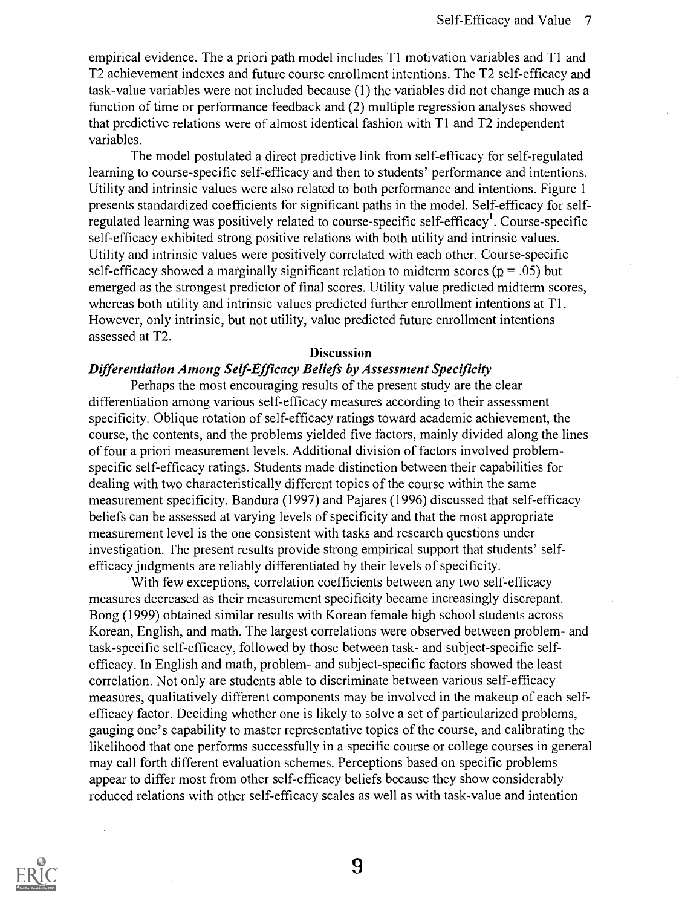empirical evidence. The a priori path model includes T1 motivation variables and T1 and T2 achievement indexes and future course enrollment intentions. The T2 self-efficacy and task-value variables were not included because (1) the variables did not change much as a function of time or performance feedback and (2) multiple regression analyses showed that predictive relations were of almost identical fashion with T1 and T2 independent variables.

The model postulated a direct predictive link from self-efficacy for self-regulated learning to course-specific self-efficacy and then to students' performance and intentions. Utility and intrinsic values were also related to both performance and intentions. Figure 1 presents standardized coefficients for significant paths in the model. Self-efficacy for self-regulated learning was positively related to course-specific self-efficacy[1]. Course-specific self-efficacy exhibited strong positive relations with both utility and intrinsic values. Utility and intrinsic values were positively correlated with each other. Course-specific self-efficacy showed a marginally significant relation to midterm scores ($p = .05$) but emerged as the strongest predictor of final scores. Utility value predicted midterm scores, whereas both utility and intrinsic values predicted further enrollment intentions at T1. However, only intrinsic, but not utility, value predicted future enrollment intentions assessed at T2.

## Discussion

### *Differentiation Among Self-Efficacy Beliefs by Assessment Specificity*

Perhaps the most encouraging results of the present study are the clear differentiation among various self-efficacy measures according to their assessment specificity. Oblique rotation of self-efficacy ratings toward academic achievement, the course, the contents, and the problems yielded five factors, mainly divided along the lines of four a priori measurement levels. Additional division of factors involved problem-specific self-efficacy ratings. Students made distinction between their capabilities for dealing with two characteristically different topics of the course within the same measurement specificity. Bandura (1997) and Pajares (1996) discussed that self-efficacy beliefs can be assessed at varying levels of specificity and that the most appropriate measurement level is the one consistent with tasks and research questions under investigation. The present results provide strong empirical support that students' self-efficacy judgments are reliably differentiated by their levels of specificity.

With few exceptions, correlation coefficients between any two self-efficacy measures decreased as their measurement specificity became increasingly discrepant. Bong (1999) obtained similar results with Korean female high school students across Korean, English, and math. The largest correlations were observed between problem- and task-specific self-efficacy, followed by those between task- and subject-specific self-efficacy. In English and math, problem- and subject-specific factors showed the least correlation. Not only are students able to discriminate between various self-efficacy measures, qualitatively different components may be involved in the makeup of each self-efficacy factor. Deciding whether one is likely to solve a set of particularized problems, gauging one's capability to master representative topics of the course, and calibrating the likelihood that one performs successfully in a specific course or college courses in general may call forth different evaluation schemes. Perceptions based on specific problems appear to differ most from other self-efficacy beliefs because they show considerably reduced relations with other self-efficacy scales as well as with task-value and intention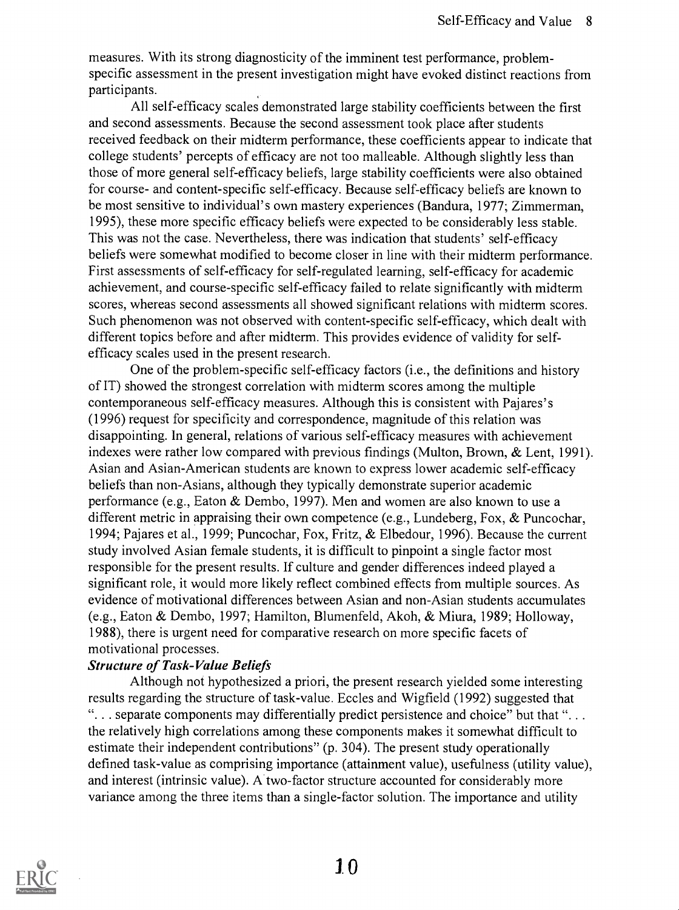measures. With its strong diagnosticity of the imminent test performance, problem-specific assessment in the present investigation might have evoked distinct reactions from participants.

All self-efficacy scales demonstrated large stability coefficients between the first and second assessments. Because the second assessment took place after students received feedback on their midterm performance, these coefficients appear to indicate that college students' percepts of efficacy are not too malleable. Although slightly less than those of more general self-efficacy beliefs, large stability coefficients were also obtained for course- and content-specific self-efficacy. Because self-efficacy beliefs are known to be most sensitive to individual's own mastery experiences (Bandura, 1977; Zimmerman, 1995), these more specific efficacy beliefs were expected to be considerably less stable. This was not the case. Nevertheless, there was indication that students' self-efficacy beliefs were somewhat modified to become closer in line with their midterm performance. First assessments of self-efficacy for self-regulated learning, self-efficacy for academic achievement, and course-specific self-efficacy failed to relate significantly with midterm scores, whereas second assessments all showed significant relations with midterm scores. Such phenomenon was not observed with content-specific self-efficacy, which dealt with different topics before and after midterm. This provides evidence of validity for self-efficacy scales used in the present research.

One of the problem-specific self-efficacy factors (i.e., the definitions and history of IT) showed the strongest correlation with midterm scores among the multiple contemporaneous self-efficacy measures. Although this is consistent with Pajares's (1996) request for specificity and correspondence, magnitude of this relation was disappointing. In general, relations of various self-efficacy measures with achievement indexes were rather low compared with previous findings (Multon, Brown, & Lent, 1991). Asian and Asian-American students are known to express lower academic self-efficacy beliefs than non-Asians, although they typically demonstrate superior academic performance (e.g., Eaton & Dembo, 1997). Men and women are also known to use a different metric in appraising their own competence (e.g., Lundeberg, Fox, & Puncochar, 1994; Pajares et al., 1999; Puncochar, Fox, Fritz, & Elbedour, 1996). Because the current study involved Asian female students, it is difficult to pinpoint a single factor most responsible for the present results. If culture and gender differences indeed played a significant role, it would more likely reflect combined effects from multiple sources. As evidence of motivational differences between Asian and non-Asian students accumulates (e.g., Eaton & Dembo, 1997; Hamilton, Blumenfeld, Akoh, & Miura, 1989; Holloway, 1988), there is urgent need for comparative research on more specific facets of motivational processes.

***Structure of Task-Value Beliefs***

Although not hypothesized a priori, the present research yielded some interesting results regarding the structure of task-value. Eccles and Wigfield (1992) suggested that ". . . separate components may differentially predict persistence and choice" but that ". . . the relatively high correlations among these components makes it somewhat difficult to estimate their independent contributions" (p. 304). The present study operationally defined task-value as comprising importance (attainment value), usefulness (utility value), and interest (intrinsic value). A two-factor structure accounted for considerably more variance among the three items than a single-factor solution. The importance and utility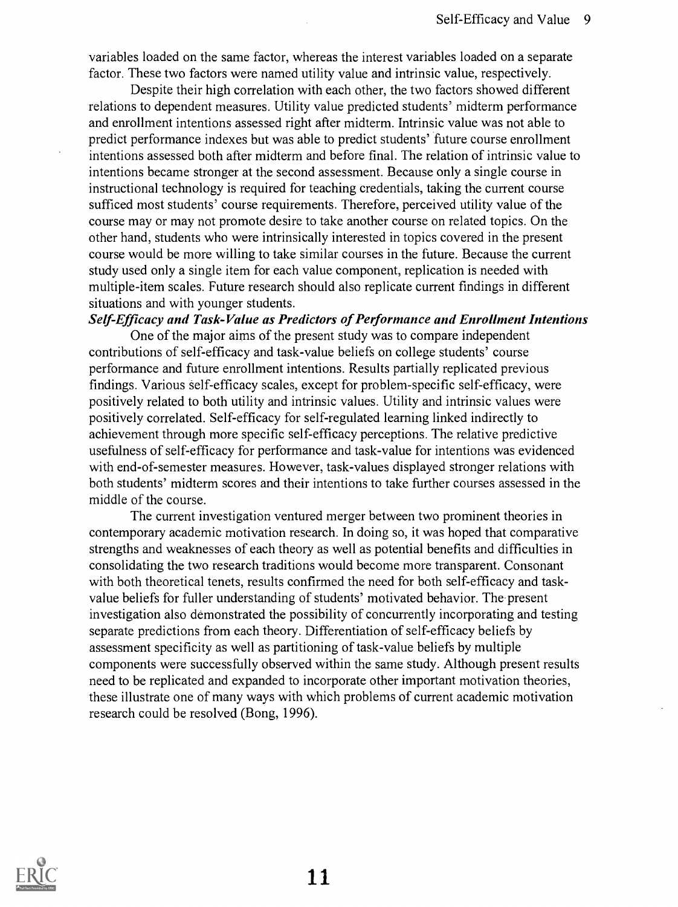variables loaded on the same factor, whereas the interest variables loaded on a separate factor. These two factors were named utility value and intrinsic value, respectively.

Despite their high correlation with each other, the two factors showed different relations to dependent measures. Utility value predicted students' midterm performance and enrollment intentions assessed right after midterm. Intrinsic value was not able to predict performance indexes but was able to predict students' future course enrollment intentions assessed both after midterm and before final. The relation of intrinsic value to intentions became stronger at the second assessment. Because only a single course in instructional technology is required for teaching credentials, taking the current course sufficed most students' course requirements. Therefore, perceived utility value of the course may or may not promote desire to take another course on related topics. On the other hand, students who were intrinsically interested in topics covered in the present course would be more willing to take similar courses in the future. Because the current study used only a single item for each value component, replication is needed with multiple-item scales. Future research should also replicate current findings in different situations and with younger students.

***Self-Efficacy and Task-Value as Predictors of Performance and Enrollment Intentions***

One of the major aims of the present study was to compare independent contributions of self-efficacy and task-value beliefs on college students' course performance and future enrollment intentions. Results partially replicated previous findings. Various self-efficacy scales, except for problem-specific self-efficacy, were positively related to both utility and intrinsic values. Utility and intrinsic values were positively correlated. Self-efficacy for self-regulated learning linked indirectly to achievement through more specific self-efficacy perceptions. The relative predictive usefulness of self-efficacy for performance and task-value for intentions was evidenced with end-of-semester measures. However, task-values displayed stronger relations with both students' midterm scores and their intentions to take further courses assessed in the middle of the course.

The current investigation ventured merger between two prominent theories in contemporary academic motivation research. In doing so, it was hoped that comparative strengths and weaknesses of each theory as well as potential benefits and difficulties in consolidating the two research traditions would become more transparent. Consonant with both theoretical tenets, results confirmed the need for both self-efficacy and task-value beliefs for fuller understanding of students' motivated behavior. The present investigation also demonstrated the possibility of concurrently incorporating and testing separate predictions from each theory. Differentiation of self-efficacy beliefs by assessment specificity as well as partitioning of task-value beliefs by multiple components were successfully observed within the same study. Although present results need to be replicated and expanded to incorporate other important motivation theories, these illustrate one of many ways with which problems of current academic motivation research could be resolved (Bong, 1996).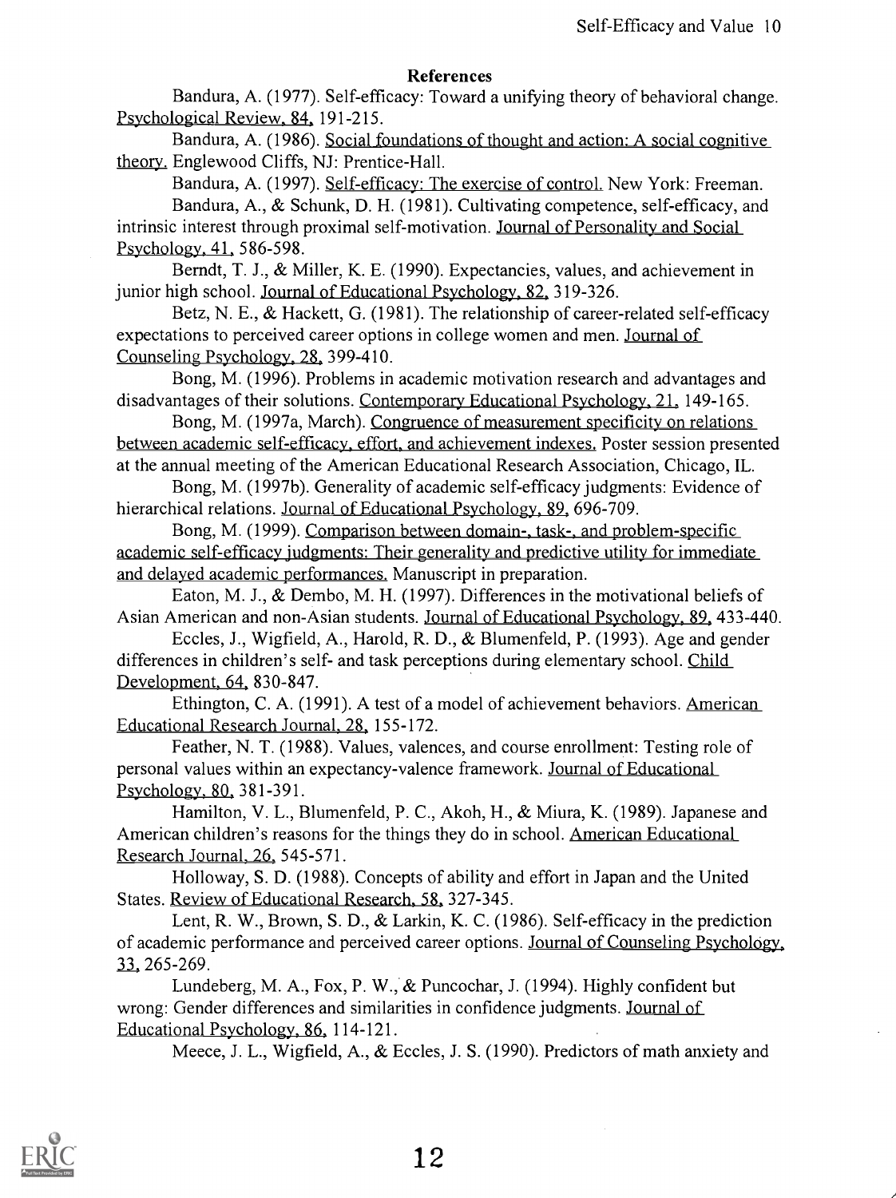## References

Bandura, A. (1977). Self-efficacy: Toward a unifying theory of behavioral change. Psychological Review, 84, 191-215.

Bandura, A. (1986). Social foundations of thought and action: A social cognitive theory. Englewood Cliffs, NJ: Prentice-Hall.

Bandura, A. (1997). Self-efficacy: The exercise of control. New York: Freeman.

Bandura, A., & Schunk, D. H. (1981). Cultivating competence, self-efficacy, and intrinsic interest through proximal self-motivation. Journal of Personality and Social Psychology, 41, 586-598.

Berndt, T. J., & Miller, K. E. (1990). Expectancies, values, and achievement in junior high school. Journal of Educational Psychology, 82, 319-326.

Betz, N. E., & Hackett, G. (1981). The relationship of career-related self-efficacy expectations to perceived career options in college women and men. Journal of Counseling Psychology, 28, 399-410.

Bong, M. (1996). Problems in academic motivation research and advantages and disadvantages of their solutions. Contemporary Educational Psychology, 21, 149-165.

Bong, M. (1997a, March). Congruence of measurement specificity on relations between academic self-efficacy, effort, and achievement indexes. Poster session presented at the annual meeting of the American Educational Research Association, Chicago, IL.

Bong, M. (1997b). Generality of academic self-efficacy judgments: Evidence of hierarchical relations. Journal of Educational Psychology, 89, 696-709.

Bong, M. (1999). Comparison between domain-, task-, and problem-specific academic self-efficacy judgments: Their generality and predictive utility for immediate and delayed academic performances. Manuscript in preparation.

Eaton, M. J., & Dembo, M. H. (1997). Differences in the motivational beliefs of Asian American and non-Asian students. Journal of Educational Psychology, 89, 433-440.

Eccles, J., Wigfield, A., Harold, R. D., & Blumenfeld, P. (1993). Age and gender differences in children's self- and task perceptions during elementary school. Child Development, 64, 830-847.

Ethington, C. A. (1991). A test of a model of achievement behaviors. American Educational Research Journal, 28, 155-172.

Feather, N. T. (1988). Values, valences, and course enrollment: Testing role of personal values within an expectancy-valence framework. Journal of Educational Psychology, 80, 381-391.

Hamilton, V. L., Blumenfeld, P. C., Akoh, H., & Miura, K. (1989). Japanese and American children's reasons for the things they do in school. American Educational Research Journal, 26, 545-571.

Holloway, S. D. (1988). Concepts of ability and effort in Japan and the United States. Review of Educational Research, 58, 327-345.

Lent, R. W., Brown, S. D., & Larkin, K. C. (1986). Self-efficacy in the prediction of academic performance and perceived career options. Journal of Counseling Psychology, 33, 265-269.

Lundeberg, M. A., Fox, P. W., & Puncochar, J. (1994). Highly confident but wrong: Gender differences and similarities in confidence judgments. Journal of Educational Psychology, 86, 114-121.

Meece, J. L., Wigfield, A., & Eccles, J. S. (1990). Predictors of math anxiety and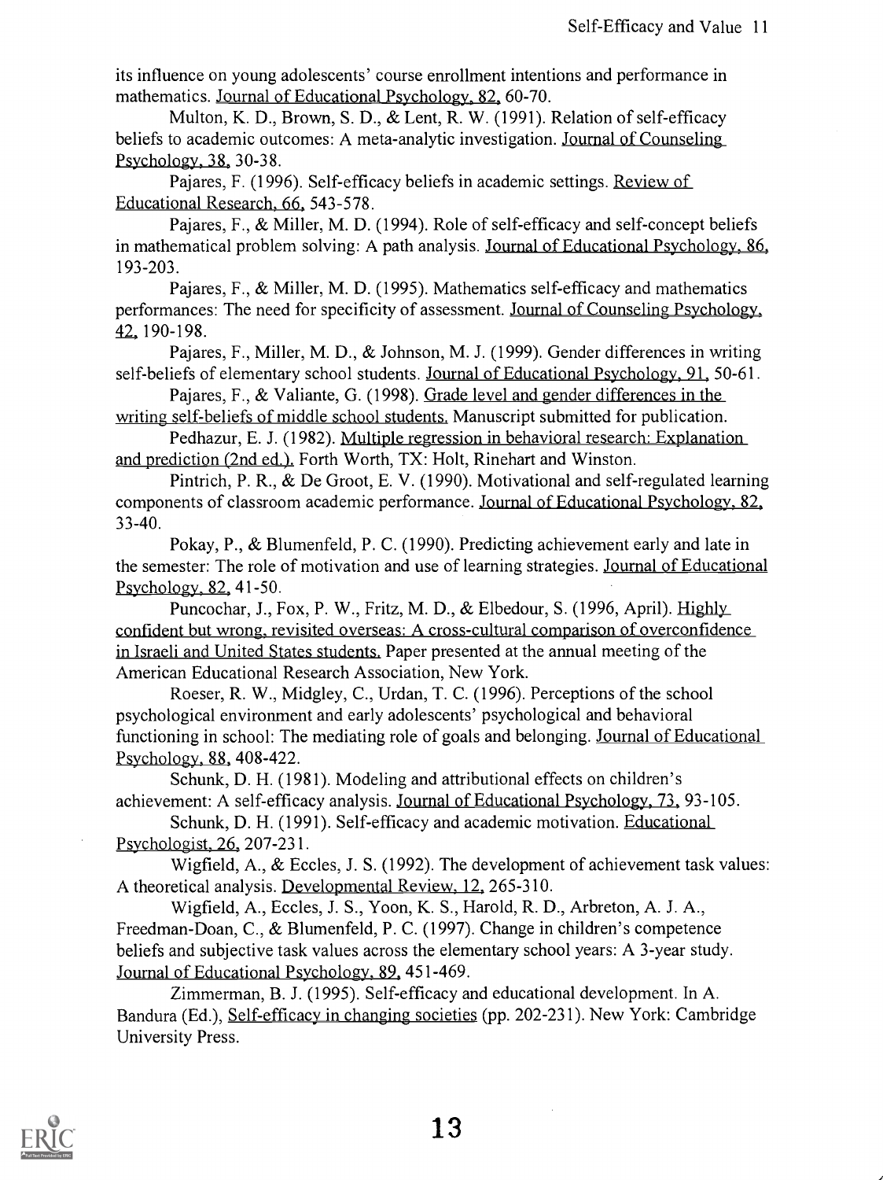its influence on young adolescents' course enrollment intentions and performance in mathematics. Journal of Educational Psychology, 82, 60-70.

Multon, K. D., Brown, S. D., & Lent, R. W. (1991). Relation of self-efficacy beliefs to academic outcomes: A meta-analytic investigation. Journal of Counseling Psychology, 38, 30-38.

Pajares, F. (1996). Self-efficacy beliefs in academic settings. Review of Educational Research, 66, 543-578.

Pajares, F., & Miller, M. D. (1994). Role of self-efficacy and self-concept beliefs in mathematical problem solving: A path analysis. Journal of Educational Psychology, 86, 193-203.

Pajares, F., & Miller, M. D. (1995). Mathematics self-efficacy and mathematics performances: The need for specificity of assessment. Journal of Counseling Psychology, 42, 190-198.

Pajares, F., Miller, M. D., & Johnson, M. J. (1999). Gender differences in writing self-beliefs of elementary school students. Journal of Educational Psychology, 91, 50-61.

Pajares, F., & Valiante, G. (1998). Grade level and gender differences in the writing self-beliefs of middle school students. Manuscript submitted for publication.

Pedhazur, E. J. (1982). Multiple regression in behavioral research: Explanation and prediction (2nd ed.). Forth Worth, TX: Holt, Rinehart and Winston.

Pintrich, P. R., & De Groot, E. V. (1990). Motivational and self-regulated learning components of classroom academic performance. Journal of Educational Psychology, 82, 33-40.

Pokay, P., & Blumenfeld, P. C. (1990). Predicting achievement early and late in the semester: The role of motivation and use of learning strategies. Journal of Educational Psychology, 82, 41-50.

Puncochar, J., Fox, P. W., Fritz, M. D., & Elbedour, S. (1996, April). Highly confident but wrong, revisited overseas: A cross-cultural comparison of overconfidence in Israeli and United States students. Paper presented at the annual meeting of the American Educational Research Association, New York.

Roeser, R. W., Midgley, C., Urdan, T. C. (1996). Perceptions of the school psychological environment and early adolescents' psychological and behavioral functioning in school: The mediating role of goals and belonging. Journal of Educational Psychology, 88, 408-422.

Schunk, D. H. (1981). Modeling and attributional effects on children's achievement: A self-efficacy analysis. Journal of Educational Psychology, 73, 93-105.

Schunk, D. H. (1991). Self-efficacy and academic motivation. Educational Psychologist, 26, 207-231.

Wigfield, A., & Eccles, J. S. (1992). The development of achievement task values: A theoretical analysis. Developmental Review, 12, 265-310.

Wigfield, A., Eccles, J. S., Yoon, K. S., Harold, R. D., Arbreton, A. J. A., Freedman-Doan, C., & Blumenfeld, P. C. (1997). Change in children's competence beliefs and subjective task values across the elementary school years: A 3-year study. Journal of Educational Psychology, 89, 451-469.

Zimmerman, B. J. (1995). Self-efficacy and educational development. In A. Bandura (Ed.), Self-efficacy in changing societies (pp. 202-231). New York: Cambridge University Press.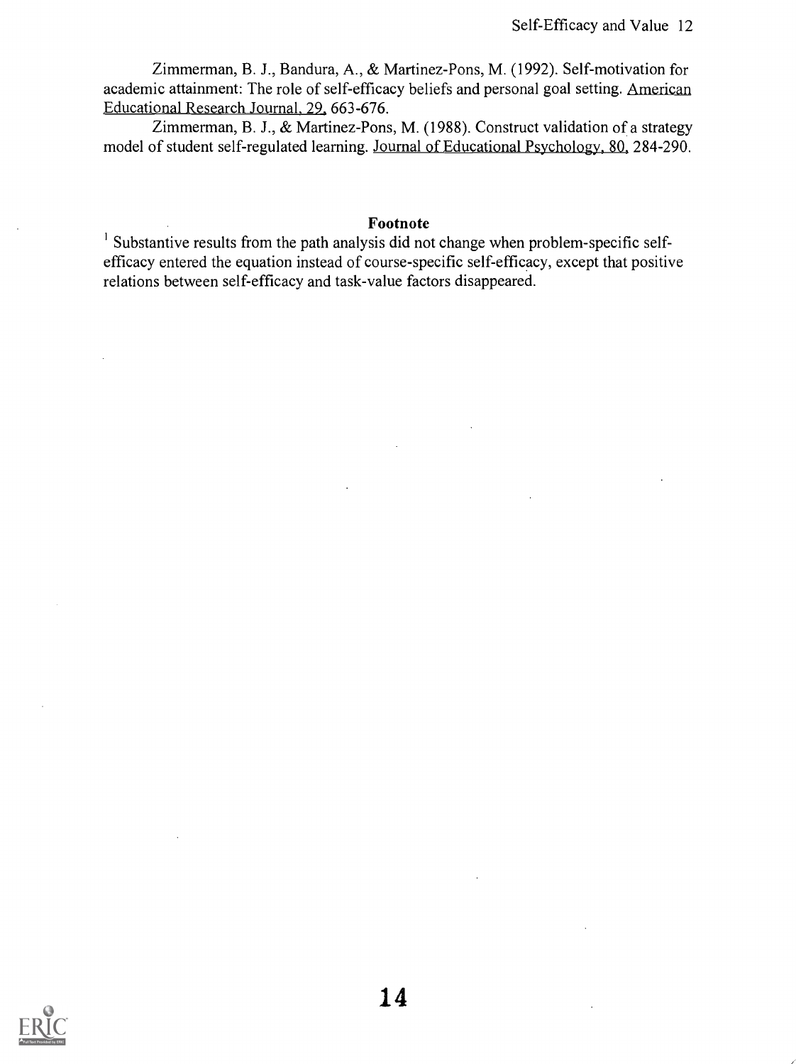Zimmerman, B. J., Bandura, A., & Martinez-Pons, M. (1992). Self-motivation for academic attainment: The role of self-efficacy beliefs and personal goal setting. American Educational Research Journal, 29, 663-676.

Zimmerman, B. J., & Martinez-Pons, M. (1988). Construct validation of a strategy model of student self-regulated learning. Journal of Educational Psychology, 80, 284-290.

## Footnote

[1] Substantive results from the path analysis did not change when problem-specific self-efficacy entered the equation instead of course-specific self-efficacy, except that positive relations between self-efficacy and task-value factors disappeared.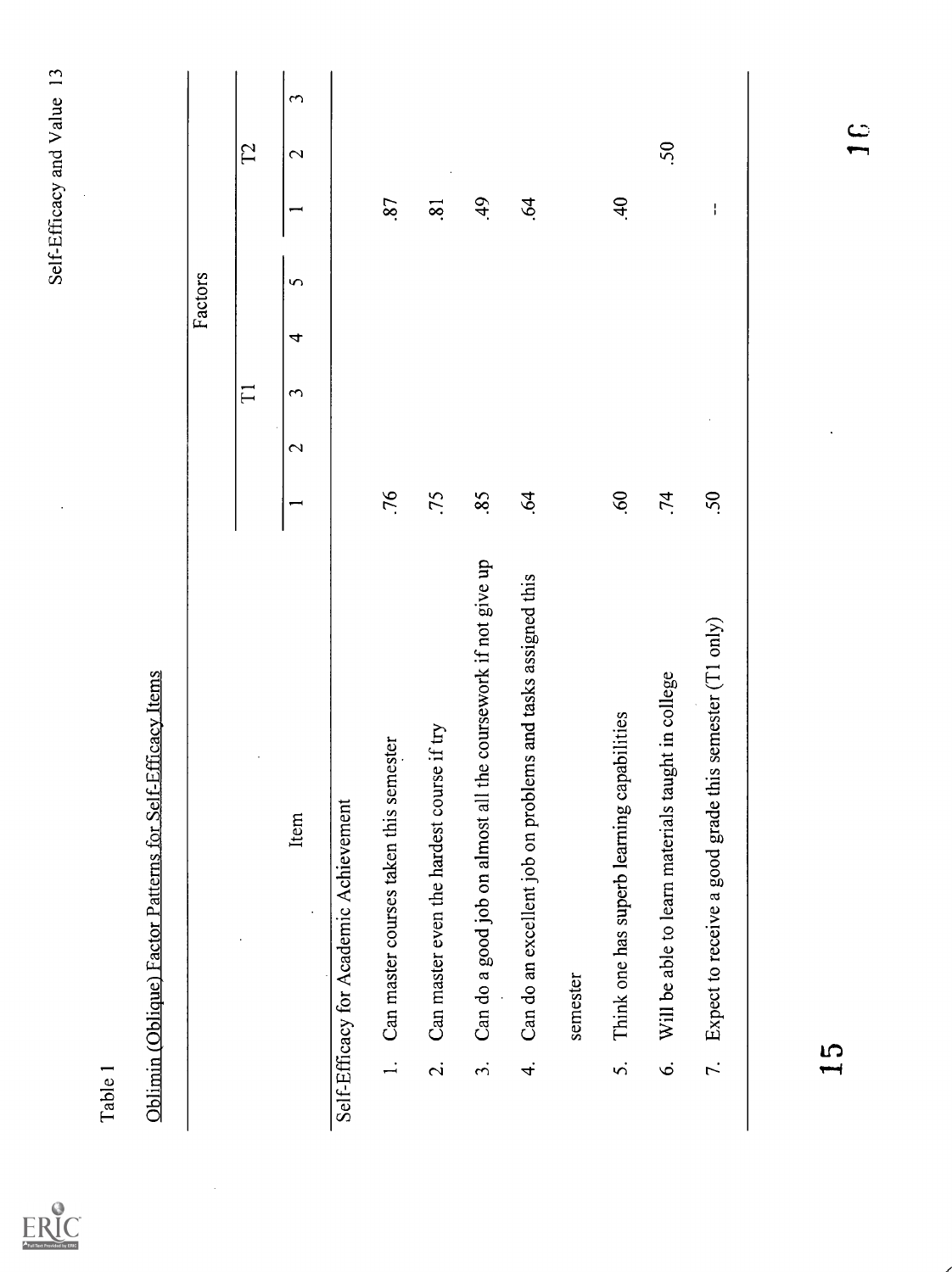Table 1

Oblimin (Oblique) Factor Patterns for Self-Efficacy Items

| Item | Factors | | | | | | | |
|---|---|---|---|---|---|---|---|---|
| | T1 | | | | | T2 | | |
| | 1 | 2 | 3 | 4 | 5 | 1 | 2 | 3 |
| Self-Efficacy for Academic Achievement | | | | | | | | |
| 1. Can master courses taken this semester | .76 | | | | | .87 | | |
| 2. Can master even the hardest course if try | .75 | | | | | .81 | | |
| 3. Can do a good job on almost all the coursework if not give up | .85 | | | | | .49 | | |
| 4. Can do an excellent job on problems and tasks assigned this semester | .64 | | | | | .64 | | |
| 5. Think one has superb learning capabilities | .60 | | | | | .40 | | |
| 6. Will be able to learn materials taught in college | .74 | | | | | | .50 | |
| 7. Expect to receive a good grade this semester (T1 only) | .50 | | | | | -- | | |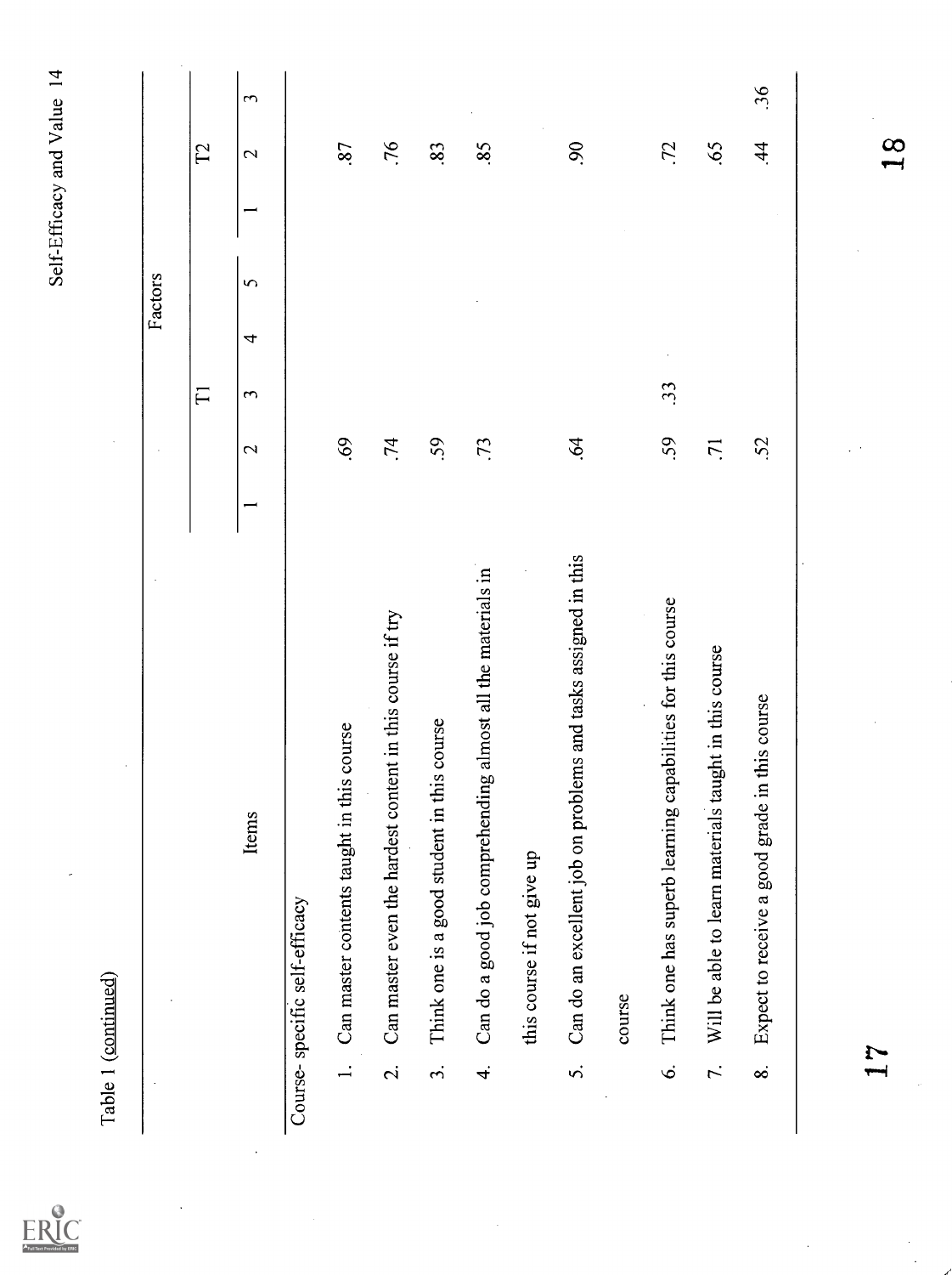Table 1 (continued)

| Items | Factors | | | | | | | |
|---|---|---|---|---|---|---|---|---|
| | T1 | | | | | T2 | | |
| | 1 | 2 | 3 | 4 | 5 | 1 | 2 | 3 |
| Course- specific self-efficacy | | | | | | | | |
| 1. Can master contents taught in this course | | .69 | | | | | .87 | |
| 2. Can master even the hardest content in this course if try | | .74 | | | | | .76 | |
| 3. Think one is a good student in this course | | .59 | | | | | .83 | |
| 4. Can do a good job comprehending almost all the materials in this course if not give up | | .73 | | | | | .85 | |
| 5. Can do an excellent job on problems and tasks assigned in this course | | .64 | | | | | .90 | |
| 6. Think one has superb learning capabilities for this course | | .59 | .33 | | | | .72 | |
| 7. Will be able to learn materials taught in this course | | .71 | | | | | .65 | |
| 8. Expect to receive a good grade in this course | | .52 | | | | | .44 | .36 |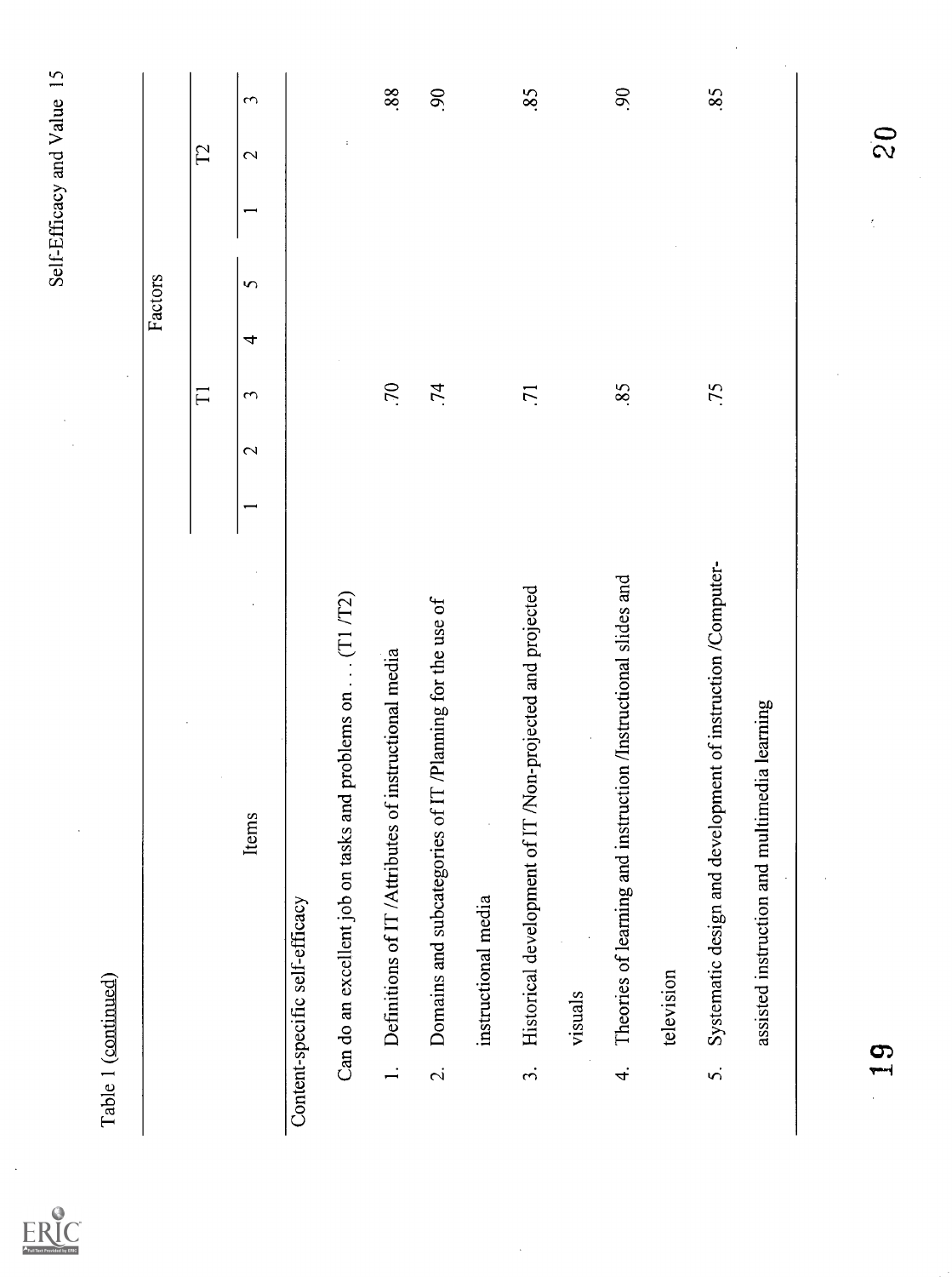Table 1 (continued)

| Items | Factors | | | | | | | |
|---|---|---|---|---|---|---|---|---|
| | T1 | | | | | T2 | | |
| | 1 | 2 | 3 | 4 | 5 | 1 | 2 | 3 |
| Content-specific self-efficacy | | | | | | | | |
| Can do an excellent job on tasks and problems on . . . (T1 /T2) | | | | | | | | |
| 1. Definitions of IT /Attributes of instructional media | | | .70 | | | | | .88 |
| 2. Domains and subcategories of IT /Planning for the use of instructional media | | | .74 | | | | | .90 |
| 3. Historical development of IT /Non-projected and projected visuals | | | .71 | | | | | .85 |
| 4. Theories of learning and instruction /Instructional slides and television | | | .85 | | | | | .90 |
| 5. Systematic design and development of instruction /Computer-assisted instruction and multimedia learning | | | .75 | | | | | .85 |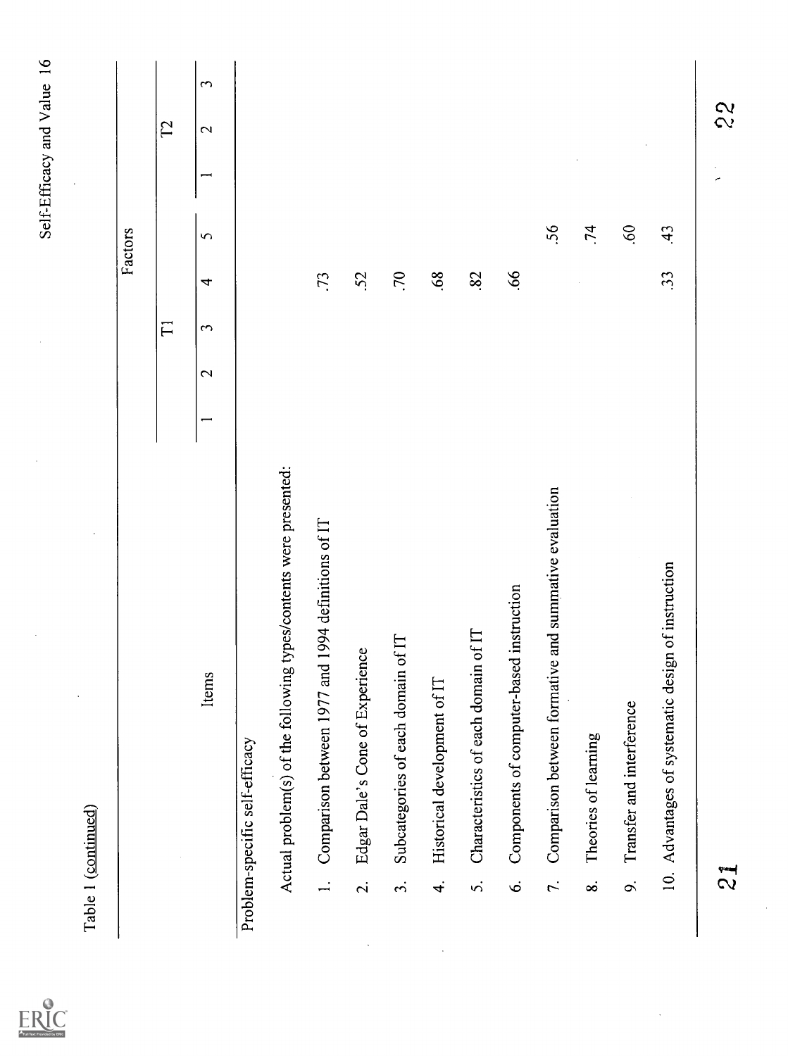Table 1 (continued)

| Items | Factors | | | | | | | |
|---|---|---|---|---|---|---|---|---|
| | T1 | | | | | T2 | | |
| | 1 | 2 | 3 | 4 | 5 | 1 | 2 | 3 |
| Problem-specific self-efficacy | | | | | | | | |
| Actual problem(s) of the following types/contents were presented: | | | | | | | | |
| 1. Comparison between 1977 and 1994 definitions of IT | | | | .73 | | | | |
| 2. Edgar Dale's Cone of Experience | | | | .52 | | | | |
| 3. Subcategories of each domain of IT | | | | .70 | | | | |
| 4. Historical development of IT | | | | .68 | | | | |
| 5. Characteristics of each domain of IT | | | | .82 | | | | |
| 6. Components of computer-based instruction | | | | .66 | | | | |
| 7. Comparison between formative and summative evaluation | | | | | .56 | | | |
| 8. Theories of learning | | | | | .74 | | | |
| 9. Transfer and interference | | | | | .60 | | | |
| 10. Advantages of systematic design of instruction | | | | .33 | .43 | | | |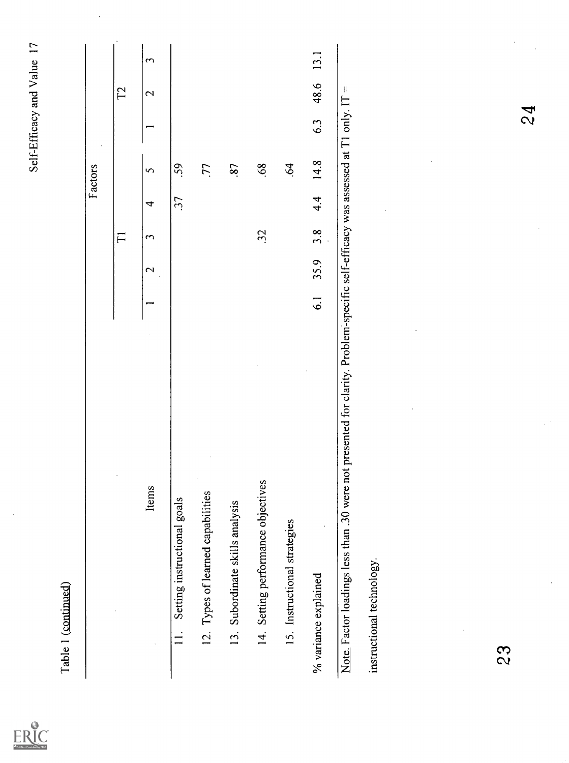Table 1 (continued)

| Items | Factors | | | | | | | |
|---|---|---|---|---|---|---|---|---|
| | T1 | | | | | T2 | | |
| | 1 | 2 | 3 | 4 | 5 | 1 | 2 | 3 |
| 11. Setting instructional goals | | | | .37 | .59 | | | |
| 12. Types of learned capabilities | | | | | .77 | | | |
| 13. Subordinate skills analysis | | | | | .87 | | | |
| 14. Setting performance objectives | | | .32 | | .68 | | | |
| 15. Instructional strategies | | | | | .64 | | | |
| % variance explained | 6.1 | 35.9 | 3.8 | 4.4 | 14.8 | 6.3 | 48.6 | 13.1 |

_Note._ Factor loadings less than .30 were not presented for clarity. Problem-specific self-efficacy was assessed at T1 only. IT = instructional technology.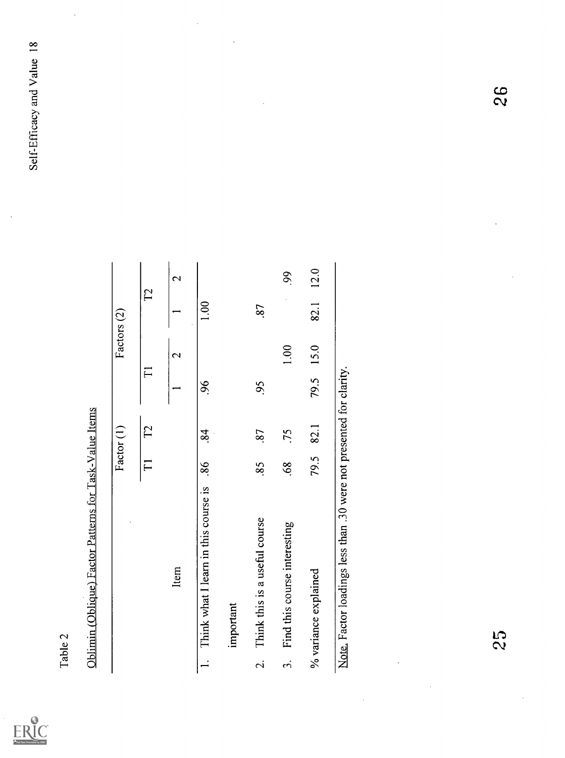Table 2

Oblimin (Oblique) Factor Patterns for Task-Value Items

| Item | Factor (1) | | Factors (2) | | | |
|---|---|---|---|---|---|---|
| | T1 | T2 | T1 | | T2 | |
| | | | 1 | 2 | 1 | 2 |
| 1. Think what I learn in this course is important | .86 | .84 | .96 | | 1.00 | |
| 2. Think this is a useful course | .85 | .87 | .95 | | .87 | |
| 3. Find this course interesting | .68 | .75 | | 1.00 | | .99 |
| % variance explained | 79.5 | 82.1 | 79.5 | 15.0 | 82.1 | 12.0 |

Note. Factor loadings less than .30 were not presented for clarity.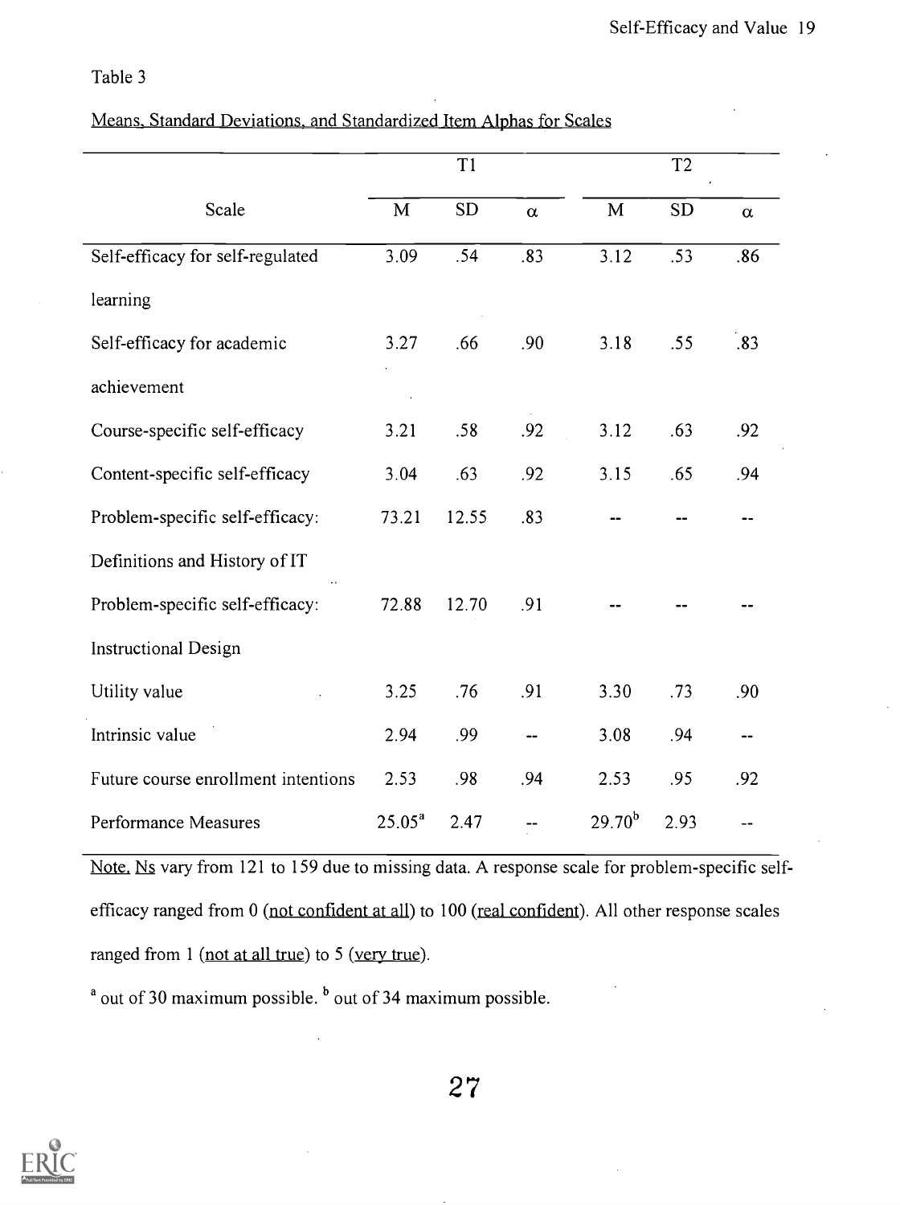Table 3

Means, Standard Deviations, and Standardized Item Alphas for Scales

| Scale | T1 | | | T2 | | |
|---|---|---|---|---|---|---|
| | M | SD | α | M | SD | α |
| Self-efficacy for self-regulated learning | 3.09 | .54 | .83 | 3.12 | .53 | .86 |
| Self-efficacy for academic achievement | 3.27 | .66 | .90 | 3.18 | .55 | .83 |
| Course-specific self-efficacy | 3.21 | .58 | .92 | 3.12 | .63 | .92 |
| Content-specific self-efficacy | 3.04 | .63 | .92 | 3.15 | .65 | .94 |
| Problem-specific self-efficacy: Definitions and History of IT | 73.21 | 12.55 | .83 | -- | -- | -- |
| Problem-specific self-efficacy: Instructional Design | 72.88 | 12.70 | .91 | -- | -- | -- |
| Utility value | 3.25 | .76 | .91 | 3.30 | .73 | .90 |
| Intrinsic value | 2.94 | .99 | -- | 3.08 | .94 | -- |
| Future course enrollment intentions | 2.53 | .98 | .94 | 2.53 | .95 | .92 |
| Performance Measures | 25.05[a] | 2.47 | -- | 29.70[b] | 2.93 | -- |

Note. Ns vary from 121 to 159 due to missing data. A response scale for problem-specific self-efficacy ranged from 0 (not confident at all) to 100 (real confident). All other response scales ranged from 1 (not at all true) to 5 (very true).

[a] out of 30 maximum possible. [b] out of 34 maximum possible.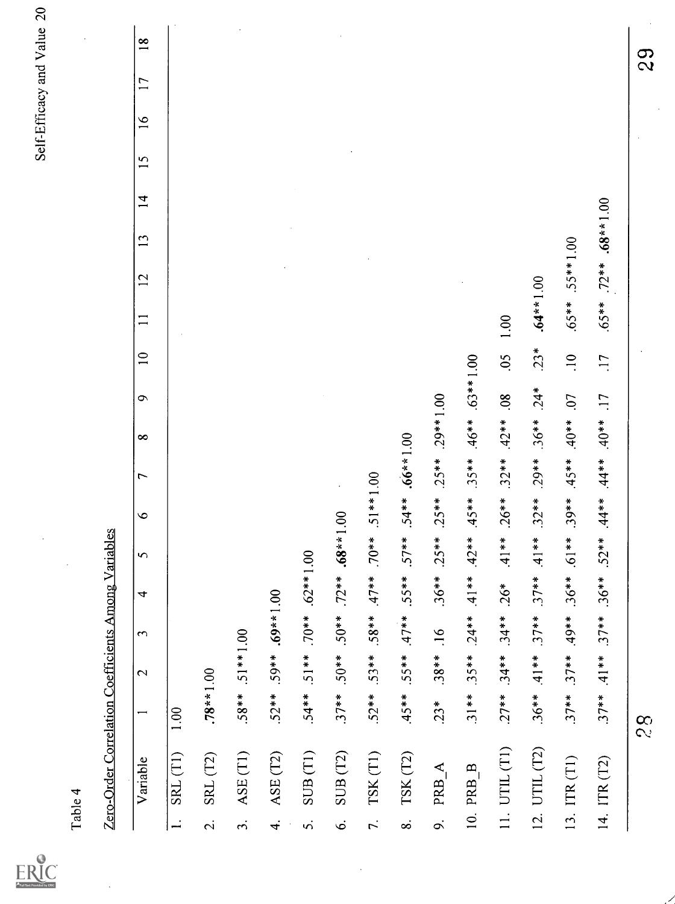Table 4

Zero-Order Correlation Coefficients Among Variables

| Variable | 1 | 2 | 3 | 4 | 5 | 6 | 7 | 8 | 9 | 10 | 11 | 12 | 13 | 14 | 15 | 16 | 17 | 18 |
|---|---|---|---|---|---|---|---|---|---|---|---|---|---|---|---|---|---|---|
| 1. SRL (T1) | 1.00 | | | | | | | | | | | | | | | | | |
| 2. SRL (T2) | **.78**** | 1.00 | | | | | | | | | | | | | | | | |
| 3. ASE (T1) | .58** | .51** | 1.00 | | | | | | | | | | | | | | | |
| 4. ASE (T2) | .52** | .59** | **.69**** | 1.00 | | | | | | | | | | | | | | |
| 5. SUB (T1) | .54** | .51** | .70** | .62** | 1.00 | | | | | | | | | | | | | |
| 6. SUB (T2) | .37** | .50** | .50** | .72** | **.68**** | 1.00 | | | | | | | | | | | | |
| 7. TSK (T1) | .52** | .53** | .58** | .47** | .70** | .51** | 1.00 | | | | | | | | | | | |
| 8. TSK (T2) | .45** | .55** | .47** | .55** | .57** | .54** | **.66**** | 1.00 | | | | | | | | | | |
| 9. PRB_A | .23* | .38** | .16 | .36** | .25** | .25** | .25** | .29** | 1.00 | | | | | | | | | |
| 10. PRB_B | .31** | .35** | .24** | .41** | .42** | .45** | .35** | .46** | .63** | 1.00 | | | | | | | | |
| 11. UTIL (T1) | .27** | .34** | .34** | .26* | .41** | .26** | .32** | .42** | .08 | .05 | 1.00 | | | | | | | |
| 12. UTIL (T2) | .36** | .41** | .37** | .37** | .41** | .32** | .29** | .36** | .24* | .23* | **.64**** | 1.00 | | | | | | |
| 13. ITR (T1) | .37** | .37** | .49** | .36** | .61** | .39** | .45** | .40** | .07 | .10 | .65** | .55** | 1.00 | | | | | |
| 14. ITR (T2) | .37** | .41** | .37** | .36** | .52** | .44** | .44** | .40** | .17 | .17 | .65** | .72** | **.68**** | 1.00 | | | | |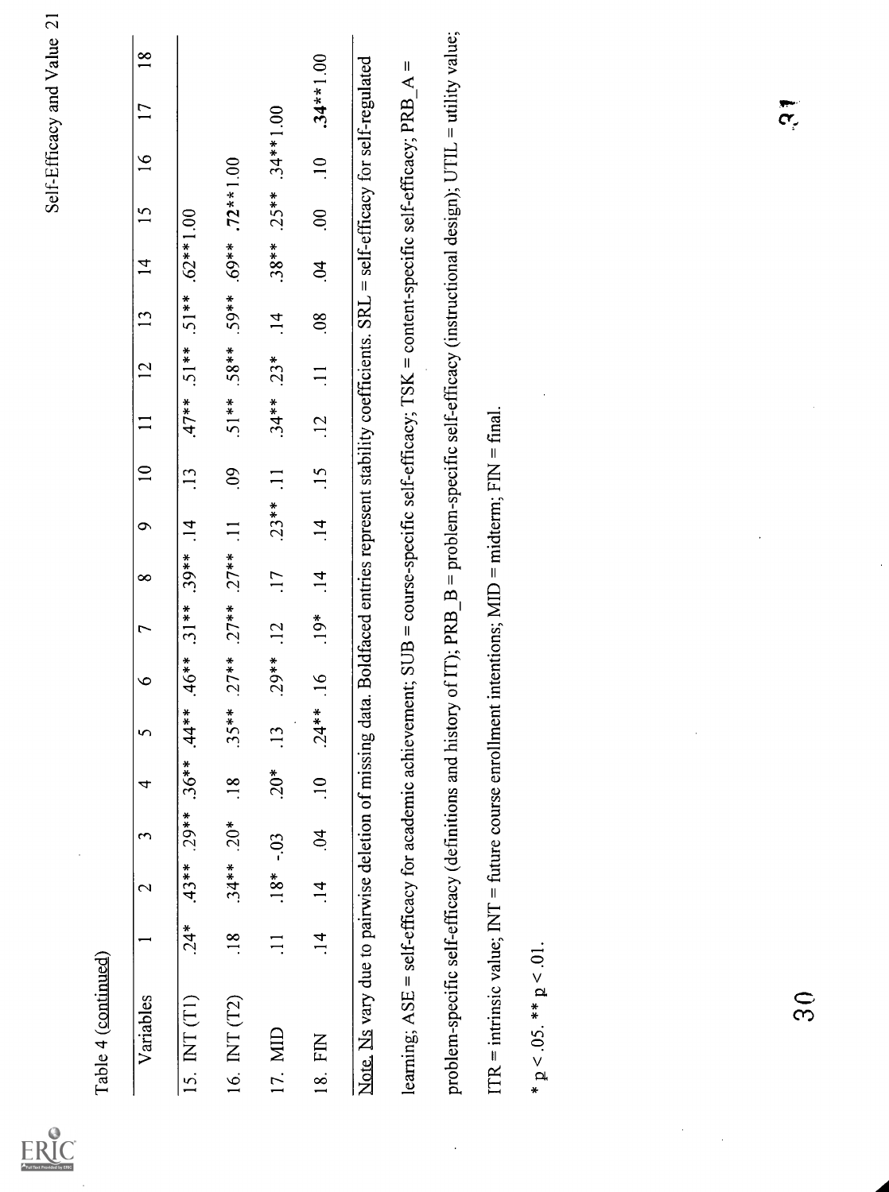Table 4 (continued)

| Variables | 1 | 2 | 3 | 4 | 5 | 6 | 7 | 8 | 9 | 10 | 11 | 12 | 13 | 14 | 15 | 16 | 17 | 18 |
|---|---|---|---|---|---|---|---|---|---|---|---|---|---|---|---|---|---|---|
| 15. INT (T1) | .24* | .43** | .29** | .36** | .44** | .46** | .31** | .39** | .14 | .13 | .47** | .51** | .51** | **.62**** | 1.00 | | | |
| 16. INT (T2) | .18 | .34** | .20* | .18 | .35** | .27** | .27** | .27** | .11 | .09 | .51** | .58** | .59** | .69** | **.72**** | 1.00 | | |
| 17. MID | .11 | .18* | -.03 | .20* | .13 | .29** | .12 | .17 | .23** | .11 | .34** | .23* | .14 | .38** | .25** | .34** | 1.00 | |
| 18. FIN | .14 | .14 | .04 | .10 | .24** | .16 | .19* | .14 | .14 | .15 | .12 | .11 | .08 | .04 | .00 | .10 | **.34**** | 1.00 |

Note. Ns vary due to pairwise deletion of missing data. Boldfaced entries represent stability coefficients. SRL = self-efficacy for self-regulated learning; ASE = self-efficacy for academic achievement; SUB = course-specific self-efficacy; TSK = content-specific self-efficacy; PRB_A = problem-specific self-efficacy (definitions and history of IT); PRB_B = problem-specific self-efficacy (instructional design); UTIL = utility value; ITR = intrinsic value; INT = future course enrollment intentions; MID = midterm; FIN = final.

* p < .05. ** p < .01.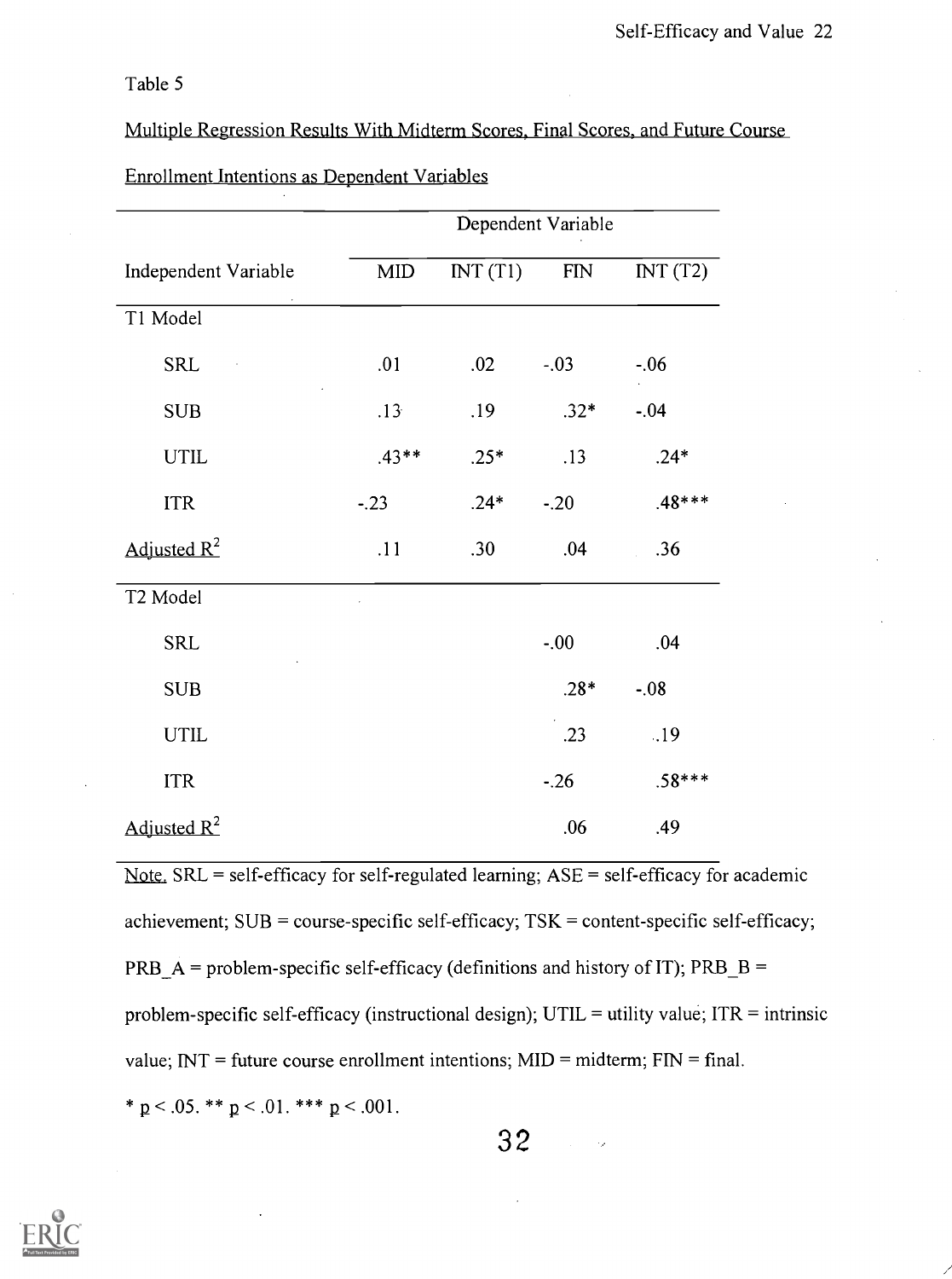Table 5

Multiple Regression Results With Midterm Scores, Final Scores, and Future Course Enrollment Intentions as Dependent Variables

| | Dependent Variable | | | |
|---|---|---|---|---|
| Independent Variable | MID | INT (T1) | FIN | INT (T2) |
| T1 Model | | | | |
| SRL | .01 | .02 | -.03 | -.06 |
| SUB | .13 | .19 | .32* | -.04 |
| UTIL | .43** | .25* | .13 | .24* |
| ITR | -.23 | .24* | -.20 | .48*** |
| Adjusted $R^2$ | .11 | .30 | .04 | .36 |
| T2 Model | | | | |
| SRL | | | -.00 | .04 |
| SUB | | | .28* | -.08 |
| UTIL | | | .23 | .19 |
| ITR | | | -.26 | .58*** |
| Adjusted $R^2$ | | | .06 | .49 |

Note. SRL = self-efficacy for self-regulated learning; ASE = self-efficacy for academic achievement; SUB = course-specific self-efficacy; TSK = content-specific self-efficacy; PRB_A = problem-specific self-efficacy (definitions and history of IT); PRB_B = problem-specific self-efficacy (instructional design); UTIL = utility value; ITR = intrinsic value; INT = future course enrollment intentions; MID = midterm; FIN = final.

* $p < .05$. ** $p < .01$. *** $p < .001$.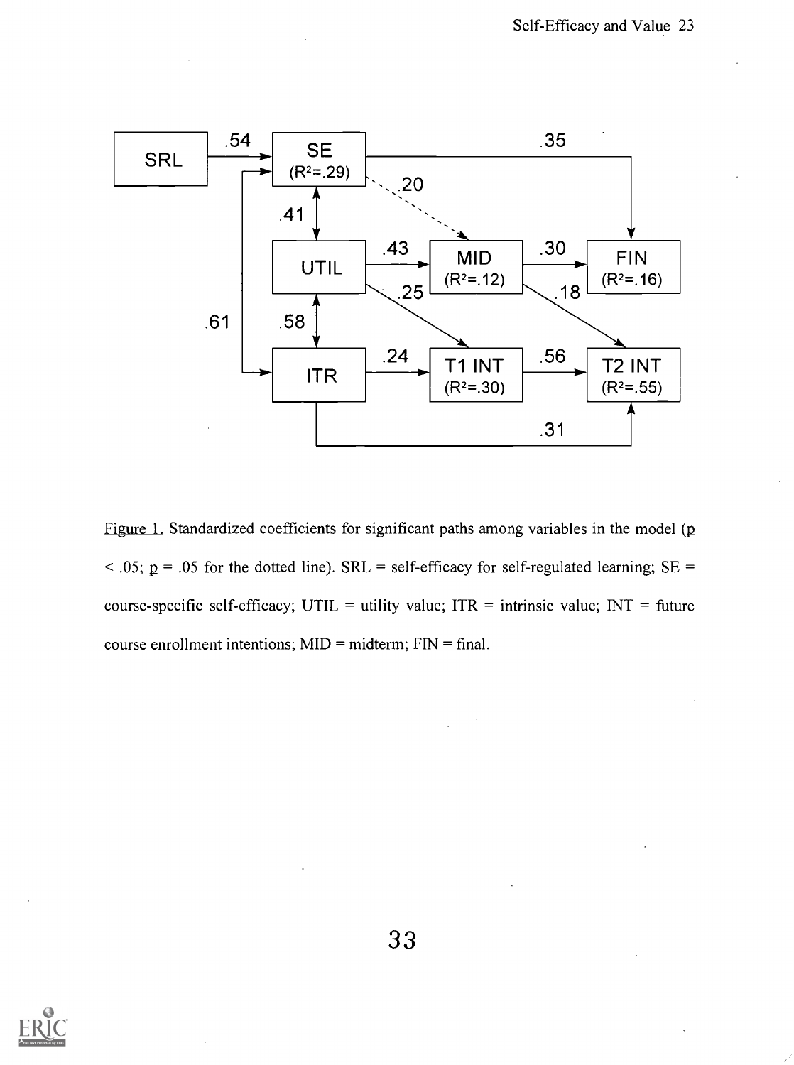Figure 1. Standardized coefficients for significant paths among variables in the model ($p < .05$; $p = .05$ for the dotted line). SRL = self-efficacy for self-regulated learning; SE = course-specific self-efficacy; UTIL = utility value; ITR = intrinsic value; INT = future course enrollment intentions; MID = midterm; FIN = final.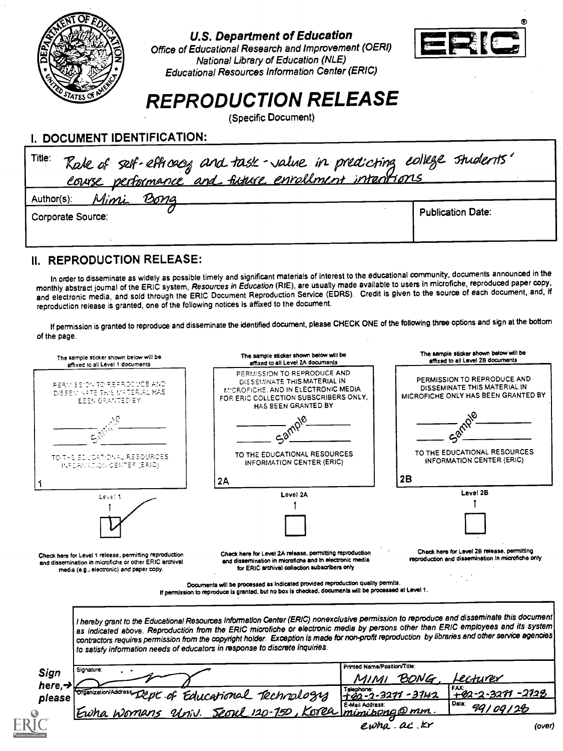U.S. Department of Education
Office of Educational Research and Improvement (OERI)
National Library of Education (NLE)
Educational Resources Information Center (ERIC)

# REPRODUCTION RELEASE

(Specific Document)

## I. DOCUMENT IDENTIFICATION:

Title: Role of self-efficacy and task-value in predicting college students' course performance and future enrollment intentions

Author(s): Mimi Bong

Corporate Source:

Publication Date:

## II. REPRODUCTION RELEASE:

In order to disseminate as widely as possible timely and significant materials of interest to the educational community, documents announced in the monthly abstract journal of the ERIC system, *Resources in Education* (RIE), are usually made available to users in microfiche, reproduced paper copy, and electronic media, and sold through the ERIC Document Reproduction Service (EDRS). Credit is given to the source of each document, and, if reproduction release is granted, one of the following notices is affixed to the document.

If permission is granted to reproduce and disseminate the identified document, please CHECK ONE of the following three options and sign at the bottom of the page.

| The sample sticker shown below will be affixed to all Level 1 documents | The sample sticker shown below will be affixed to all Level 2A documents | The sample sticker shown below will be affixed to all Level 2B documents |
|---|---|---|
| PERMISSION TO REPRODUCE AND DISSEMINATE THIS MATERIAL HAS BEEN GRANTED BY — Sample — TO THE EDUCATIONAL RESOURCES INFORMATION CENTER (ERIC) | PERMISSION TO REPRODUCE AND DISSEMINATE THIS MATERIAL IN MICROFICHE, AND IN ELECTRONIC MEDIA FOR ERIC COLLECTION SUBSCRIBERS ONLY, HAS BEEN GRANTED BY — Sample — TO THE EDUCATIONAL RESOURCES INFORMATION CENTER (ERIC) | PERMISSION TO REPRODUCE AND DISSEMINATE THIS MATERIAL IN MICROFICHE ONLY HAS BEEN GRANTED BY — Sample — TO THE EDUCATIONAL RESOURCES INFORMATION CENTER (ERIC) |
| 1 | 2A | 2B |
| Level 1 [✓] | Level 2A [ ] | Level 2B [ ] |
| Check here for Level 1 release, permitting reproduction and dissemination in microfiche or other ERIC archival media (e.g., electronic) *and* paper copy. | Check here for Level 2A release, permitting reproduction and dissemination in microfiche and in electronic media for ERIC archival collection subscribers only | Check here for Level 2B release, permitting reproduction and dissemination in microfiche only |

Documents will be processed as indicated provided reproduction quality permits.
If permission to reproduce is granted, but no box is checked, documents will be processed at Level 1.

*I hereby grant to the Educational Resources Information Center (ERIC) nonexclusive permission to reproduce and disseminate this document as indicated above. Reproduction from the ERIC microfiche or electronic media by persons other than ERIC employees and its system contractors requires permission from the copyright holder. Exception is made for non-profit reproduction by libraries and other service agencies to satisfy information needs of educators in response to discrete inquiries.*

**Sign here, → please**

| Signature: [signature] | Printed Name/Position/Title: MIMI BONG, Lecturer | |
|---|---|---|
| Organization/Address: Dept. of Educational Technology, Ewha Womans Univ. Seoul 120-750, Korea | Telephone: +82-2-3277-3742 | FAX: +82-2-3277-2728 |
| | E-Mail Address: mimibong@mm.ewha.ac.kr | Date: 99/09/28 |

(over)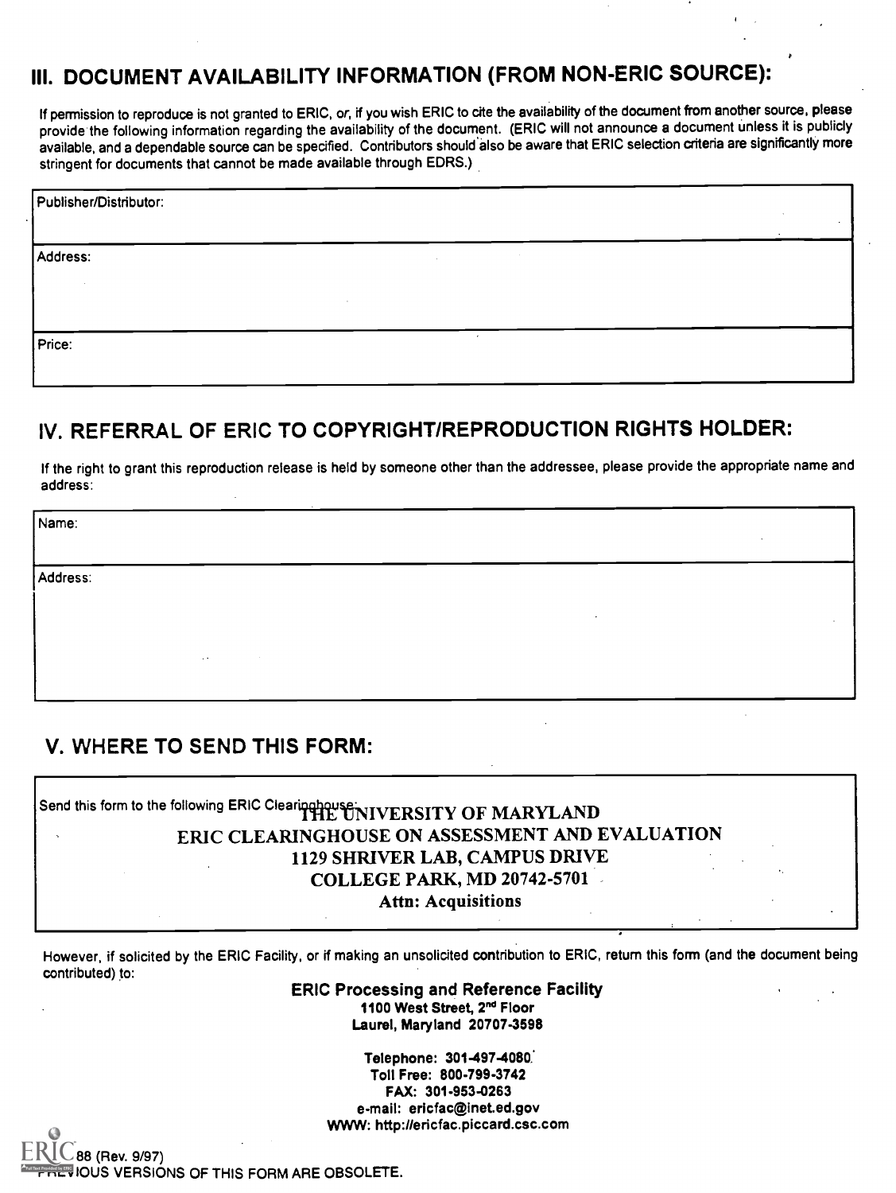## III. DOCUMENT AVAILABILITY INFORMATION (FROM NON-ERIC SOURCE):

If permission to reproduce is not granted to ERIC, or, if you wish ERIC to cite the availability of the document from another source, please provide the following information regarding the availability of the document. (ERIC will not announce a document unless it is publicly available, and a dependable source can be specified. Contributors should also be aware that ERIC selection criteria are significantly more stringent for documents that cannot be made available through EDRS.)

| |
|---|
| Publisher/Distributor: |
| Address: |
| Price: |

## IV. REFERRAL OF ERIC TO COPYRIGHT/REPRODUCTION RIGHTS HOLDER:

If the right to grant this reproduction release is held by someone other than the addressee, please provide the appropriate name and address:

| |
|---|
| Name: |
| Address: |

## V. WHERE TO SEND THIS FORM:

Send this form to the following ERIC Clearinghouse:

**THE UNIVERSITY OF MARYLAND**
**ERIC CLEARINGHOUSE ON ASSESSMENT AND EVALUATION**
**1129 SHRIVER LAB, CAMPUS DRIVE**
**COLLEGE PARK, MD 20742-5701**
**Attn: Acquisitions**

However, if solicited by the ERIC Facility, or if making an unsolicited contribution to ERIC, return this form (and the document being contributed) to:

**ERIC Processing and Reference Facility**
**1100 West Street, 2nd Floor**
**Laurel, Maryland 20707-3598**

**Telephone: 301-497-4080**
**Toll Free: 800-799-3742**
**FAX: 301-953-0263**
**e-mail: ericfac@inet.ed.gov**
**WWW: http://ericfac.piccard.csc.com**

88 (Rev. 9/97)
PREVIOUS VERSIONS OF THIS FORM ARE OBSOLETE.